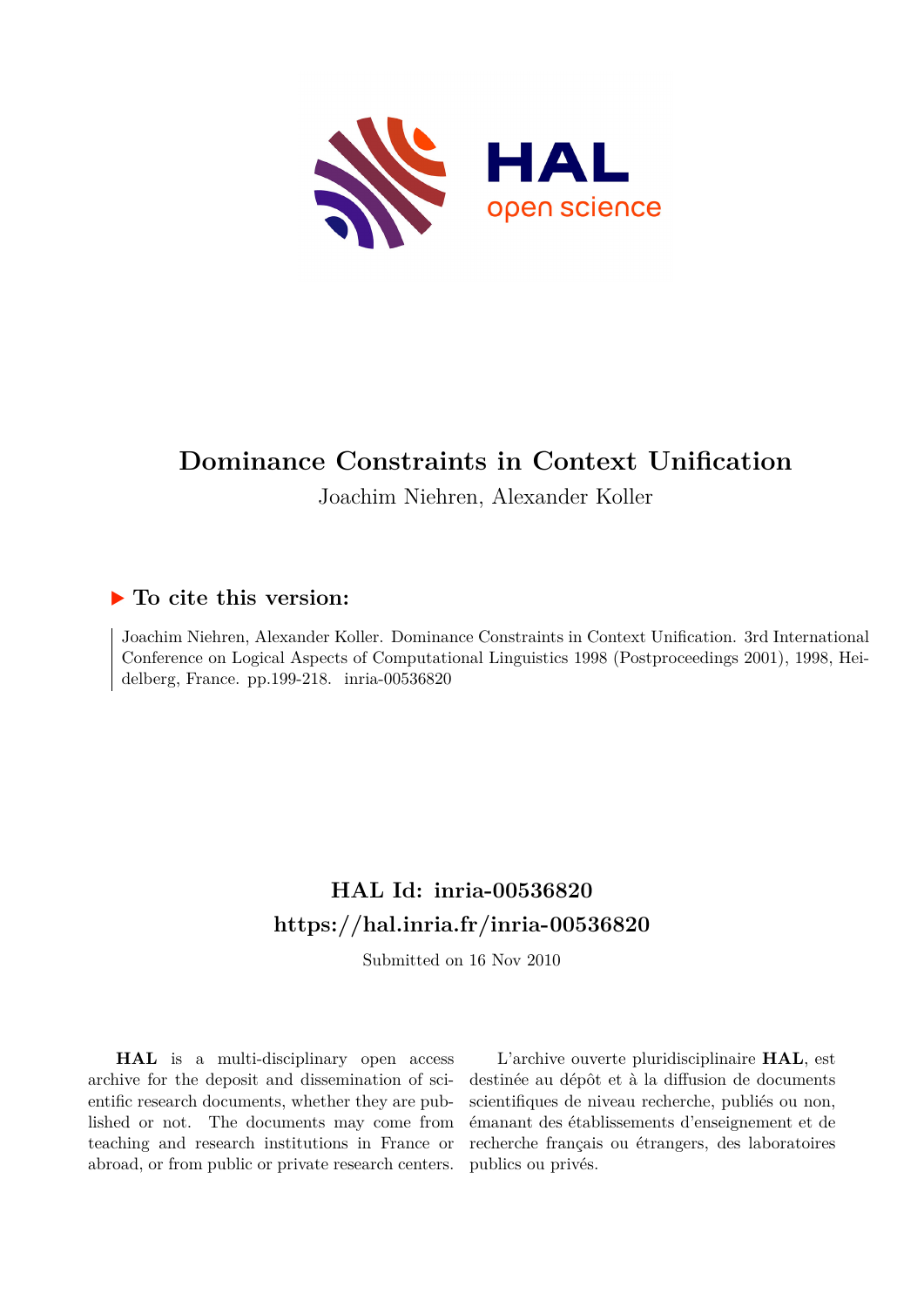# Dominance Constraints in Context Unification

Joachim Niehren, Alexander Koller

## ▶ To cite this version:

Joachim Niehren, Alexander Koller. Dominance Constraints in Context Unification. 3rd International Conference on Logical Aspects of Computational Linguistics 1998 (Postproceedings 2001), 1998, Heidelberg, France. pp.199-218. inria-00536820

## HAL Id: inria-00536820
## https://hal.inria.fr/inria-00536820

Submitted on 16 Nov 2010

**HAL** is a multi-disciplinary open access archive for the deposit and dissemination of scientific research documents, whether they are published or not. The documents may come from teaching and research institutions in France or abroad, or from public or private research centers.

L'archive ouverte pluridisciplinaire **HAL**, est destinée au dépôt et à la diffusion de documents scientifiques de niveau recherche, publiés ou non, émanant des établissements d'enseignement et de recherche français ou étrangers, des laboratoires publics ou privés.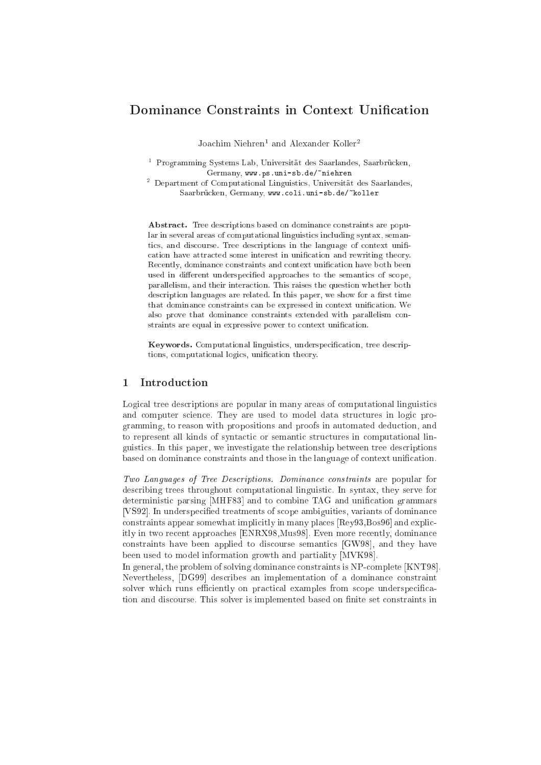# Dominance Constraints in Context Unification

Joachim Niehren[1] and Alexander Koller[2]

[1] Programming Systems Lab, Universität des Saarlandes, Saarbrücken, Germany, www.ps.uni-sb.de/~niehren

[2] Department of Computational Linguistics, Universität des Saarlandes, Saarbrücken, Germany, www.coli.uni-sb.de/~koller

**Abstract.** Tree descriptions based on dominance constraints are popular in several areas of computational linguistics including syntax, semantics, and discourse. Tree descriptions in the language of context unification have attracted some interest in unification and rewriting theory. Recently, dominance constraints and context unification have both been used in different underspecified approaches to the semantics of scope, parallelism, and their interaction. This raises the question whether both description languages are related. In this paper, we show for a first time that dominance constraints can be expressed in context unification. We also prove that dominance constraints extended with parallelism constraints are equal in expressive power to context unification.

**Keywords.** Computational linguistics, underspecification, tree descriptions, computational logics, unification theory.

## 1 Introduction

Logical tree descriptions are popular in many areas of computational linguistics and computer science. They are used to model data structures in logic programming, to reason with propositions and proofs in automated deduction, and to represent all kinds of syntactic or semantic structures in computational linguistics. In this paper, we investigate the relationship between tree descriptions based on dominance constraints and those in the language of context unification.

*Two Languages of Tree Descriptions. Dominance constraints* are popular for describing trees throughout computational linguistic. In syntax, they serve for deterministic parsing [MHF83] and to combine TAG and unification grammars [VS92]. In underspecified treatments of scope ambiguities, variants of dominance constraints appear somewhat implicitly in many places [Rey93,Bos96] and explicitly in two recent approaches [ENRX98,Mus98]. Even more recently, dominance constraints have been applied to discourse semantics [GW98], and they have been used to model information growth and partiality [MVK98].

In general, the problem of solving dominance constraints is NP-complete [KNT98]. Nevertheless, [DG99] describes an implementation of a dominance constraint solver which runs efficiently on practical examples from scope underspecification and discourse. This solver is implemented based on finite set constraints in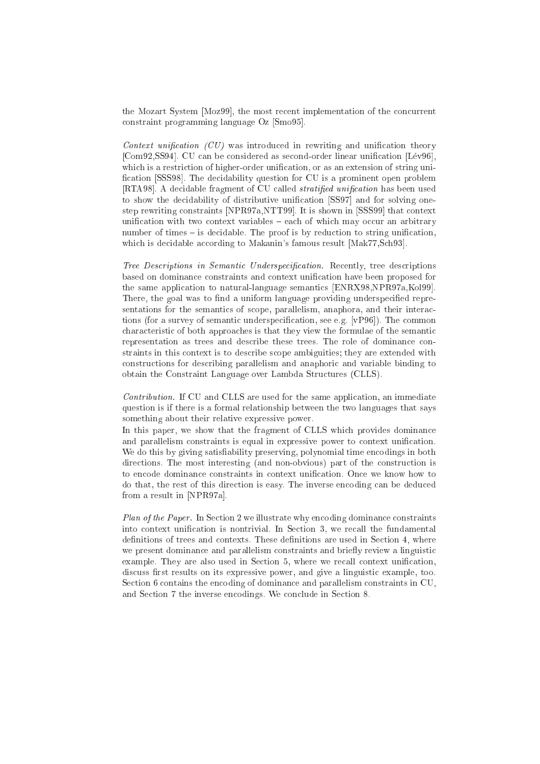the Mozart System [Moz99], the most recent implementation of the concurrent constraint programming language Oz [Smo95].

*Context unification (CU)* was introduced in rewriting and unification theory [Com92,SS94]. CU can be considered as second-order linear unification [Lév96], which is a restriction of higher-order unification, or as an extension of string unification [SSS98]. The decidability question for CU is a prominent open problem [RTA98]. A decidable fragment of CU called *stratified unification* has been used to show the decidability of distributive unification [SS97] and for solving one-step rewriting constraints [NPR97a,NTT99]. It is shown in [SSS99] that context unification with two context variables – each of which may occur an arbitrary number of times – is decidable. The proof is by reduction to string unification, which is decidable according to Makanin's famous result [Mak77,Sch93].

*Tree Descriptions in Semantic Underspecification.* Recently, tree descriptions based on dominance constraints and context unification have been proposed for the same application to natural-language semantics [ENRX98,NPR97a,Kol99]. There, the goal was to find a uniform language providing underspecified representations for the semantics of scope, parallelism, anaphora, and their interactions (for a survey of semantic underspecification, see e.g. [vP96]). The common characteristic of both approaches is that they view the formulae of the semantic representation as trees and describe these trees. The role of dominance constraints in this context is to describe scope ambiguities; they are extended with constructions for describing parallelism and anaphoric and variable binding to obtain the Constraint Language over Lambda Structures (CLLS).

*Contribution.* If CU and CLLS are used for the same application, an immediate question is if there is a formal relationship between the two languages that says something about their relative expressive power.
In this paper, we show that the fragment of CLLS which provides dominance and parallelism constraints is equal in expressive power to context unification. We do this by giving satisfiability preserving, polynomial time encodings in both directions. The most interesting (and non-obvious) part of the construction is to encode dominance constraints in context unification. Once we know how to do that, the rest of this direction is easy. The inverse encoding can be deduced from a result in [NPR97a].

*Plan of the Paper.* In Section 2 we illustrate why encoding dominance constraints into context unification is nontrivial. In Section 3, we recall the fundamental definitions of trees and contexts. These definitions are used in Section 4, where we present dominance and parallelism constraints and briefly review a linguistic example. They are also used in Section 5, where we recall context unification, discuss first results on its expressive power, and give a linguistic example, too. Section 6 contains the encoding of dominance and parallelism constraints in CU, and Section 7 the inverse encodings. We conclude in Section 8.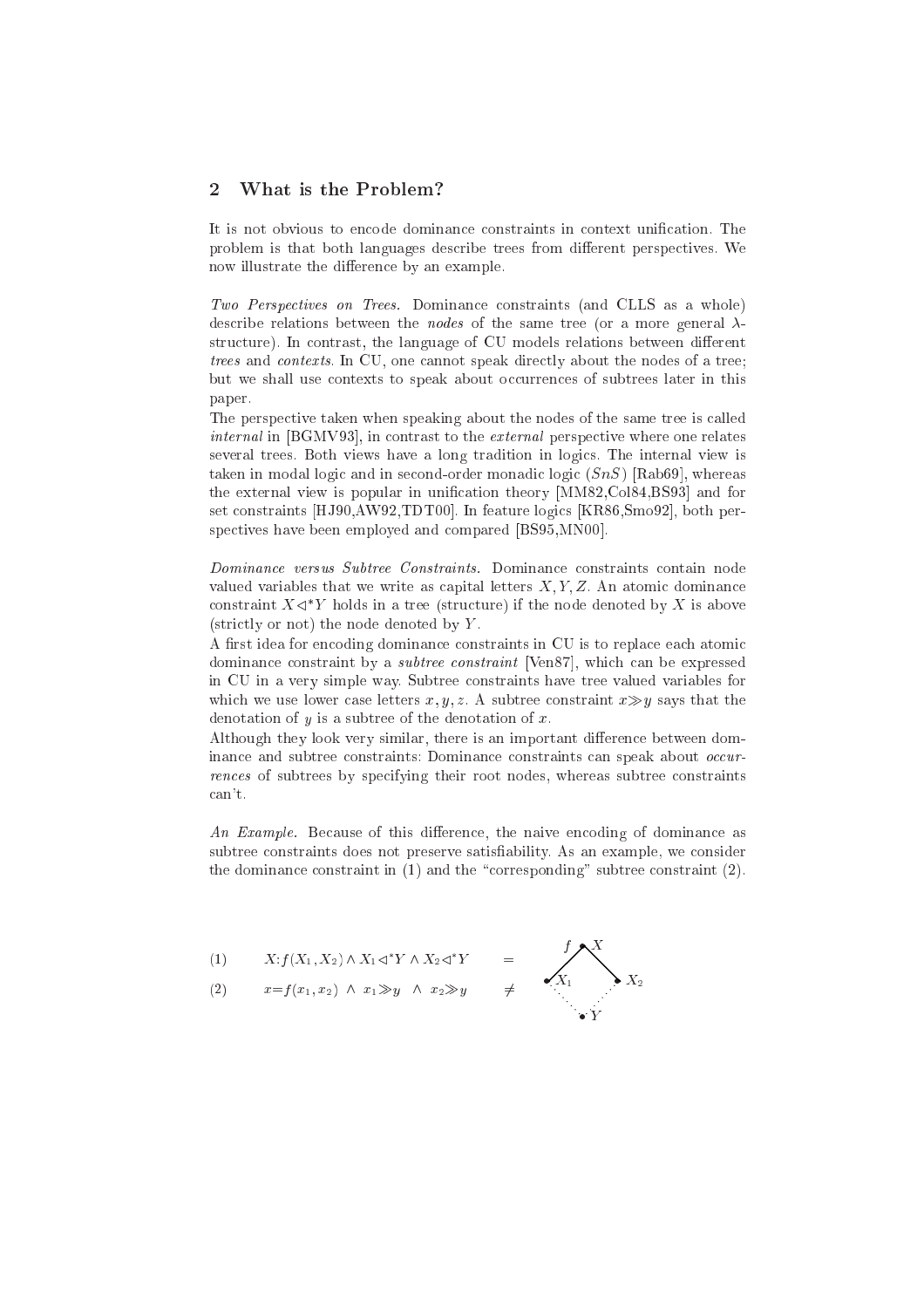## 2 What is the Problem?

It is not obvious to encode dominance constraints in context unification. The problem is that both languages describe trees from different perspectives. We now illustrate the difference by an example.

*Two Perspectives on Trees.* Dominance constraints (and CLLS as a whole) describe relations between the *nodes* of the same tree (or a more general $\lambda$-structure). In contrast, the language of CU models relations between different *trees* and *contexts*. In CU, one cannot speak directly about the nodes of a tree; but we shall use contexts to speak about occurrences of subtrees later in this paper.

The perspective taken when speaking about the nodes of the same tree is called *internal* in [BGMV93], in contrast to the *external* perspective where one relates several trees. Both views have a long tradition in logics. The internal view is taken in modal logic and in second-order monadic logic ($SnS$) [Rab69], whereas the external view is popular in unification theory [MM82,Col84,BS93] and for set constraints [HJ90,AW92,TDT00]. In feature logics [KR86,Smo92], both perspectives have been employed and compared [BS95,MN00].

*Dominance versus Subtree Constraints.* Dominance constraints contain node valued variables that we write as capital letters $X, Y, Z$. An atomic dominance constraint $X \lhd^* Y$ holds in a tree (structure) if the node denoted by $X$ is above (strictly or not) the node denoted by $Y$.

A first idea for encoding dominance constraints in CU is to replace each atomic dominance constraint by a *subtree constraint* [Ven87], which can be expressed in CU in a very simple way. Subtree constraints have tree valued variables for which we use lower case letters $x, y, z$. A subtree constraint $x \gg y$ says that the denotation of $y$ is a subtree of the denotation of $x$.

Although they look very similar, there is an important difference between dominance and subtree constraints: Dominance constraints can speak about *occurrences* of subtrees by specifying their root nodes, whereas subtree constraints can't.

*An Example.* Because of this difference, the naive encoding of dominance as subtree constraints does not preserve satisfiability. As an example, we consider the dominance constraint in (1) and the "corresponding" subtree constraint (2).

(1) $\quad X{:}f(X_1, X_2) \wedge X_1 \lhd^* Y \wedge X_2 \lhd^* Y \quad =$

(2) $\quad x{=}f(x_1, x_2) \ \wedge \ x_1 \gg y \ \wedge \ x_2 \gg y \quad \neq$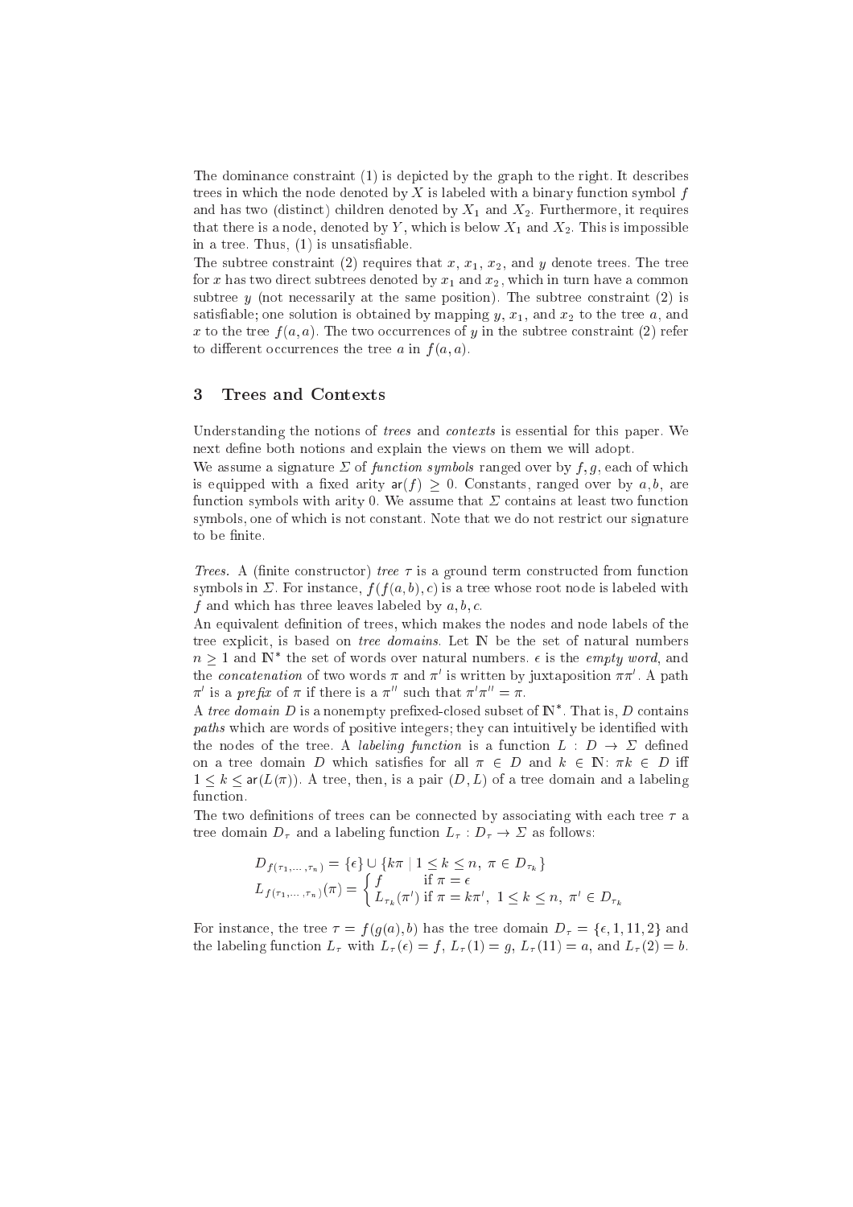The dominance constraint (1) is depicted by the graph to the right. It describes trees in which the node denoted by $X$ is labeled with a binary function symbol $f$ and has two (distinct) children denoted by $X_1$ and $X_2$. Furthermore, it requires that there is a node, denoted by $Y$, which is below $X_1$ and $X_2$. This is impossible in a tree. Thus, (1) is unsatisfiable.

The subtree constraint (2) requires that $x$, $x_1$, $x_2$, and $y$ denote trees. The tree for $x$ has two direct subtrees denoted by $x_1$ and $x_2$, which in turn have a common subtree $y$ (not necessarily at the same position). The subtree constraint (2) is satisfiable; one solution is obtained by mapping $y$, $x_1$, and $x_2$ to the tree $a$, and $x$ to the tree $f(a, a)$. The two occurrences of $y$ in the subtree constraint (2) refer to different occurrences the tree $a$ in $f(a, a)$.

## 3 Trees and Contexts

Understanding the notions of *trees* and *contexts* is essential for this paper. We next define both notions and explain the views on them we will adopt.

We assume a signature $\Sigma$ of *function symbols* ranged over by $f, g$, each of which is equipped with a fixed arity $\mathsf{ar}(f) \geq 0$. Constants, ranged over by $a, b$, are function symbols with arity 0. We assume that $\Sigma$ contains at least two function symbols, one of which is not constant. Note that we do not restrict our signature to be finite.

*Trees.* A (finite constructor) *tree* $\tau$ is a ground term constructed from function symbols in $\Sigma$. For instance, $f(f(a, b), c)$ is a tree whose root node is labeled with $f$ and which has three leaves labeled by $a, b, c$.

An equivalent definition of trees, which makes the nodes and node labels of the tree explicit, is based on *tree domains*. Let $\mathbb{N}$ be the set of natural numbers $n \geq 1$ and $\mathbb{N}^*$ the set of words over natural numbers. $\epsilon$ is the *empty word*, and the *concatenation* of two words $\pi$ and $\pi'$ is written by juxtaposition $\pi\pi'$. A path $\pi'$ is a *prefix* of $\pi$ if there is a $\pi''$ such that $\pi'\pi'' = \pi$.

A *tree domain* $D$ is a nonempty prefixed-closed subset of $\mathbb{N}^*$. That is, $D$ contains *paths* which are words of positive integers; they can intuitively be identified with the nodes of the tree. A *labeling function* is a function $L : D \to \Sigma$ defined on a tree domain $D$ which satisfies for all $\pi \in D$ and $k \in \mathbb{N}$: $\pi k \in D$ iff $1 \leq k \leq \mathsf{ar}(L(\pi))$. A tree, then, is a pair $(D, L)$ of a tree domain and a labeling function.

The two definitions of trees can be connected by associating with each tree $\tau$ a tree domain $D_\tau$ and a labeling function $L_\tau : D_\tau \to \Sigma$ as follows:

$$
\begin{aligned}
D_{f(\tau_1,\ldots,\tau_n)} &= \{\epsilon\} \cup \{k\pi \mid 1 \leq k \leq n,\ \pi \in D_{\tau_k}\} \\
L_{f(\tau_1,\ldots,\tau_n)}(\pi) &= \begin{cases} f & \text{if } \pi = \epsilon \\ L_{\tau_k}(\pi') & \text{if } \pi = k\pi',\ 1 \leq k \leq n,\ \pi' \in D_{\tau_k} \end{cases}
\end{aligned}
$$

For instance, the tree $\tau = f(g(a), b)$ has the tree domain $D_\tau = \{\epsilon, 1, 11, 2\}$ and the labeling function $L_\tau$ with $L_\tau(\epsilon) = f$, $L_\tau(1) = g$, $L_\tau(11) = a$, and $L_\tau(2) = b$.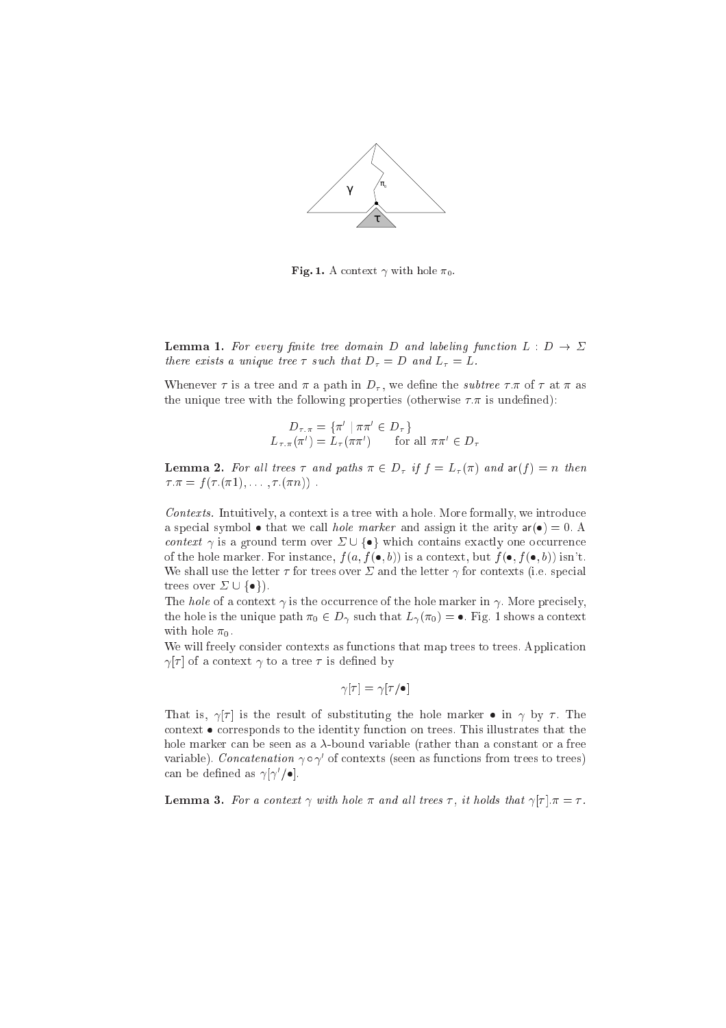**Fig. 1.** A context $\gamma$ with hole $\pi_0$.

**Lemma 1.** *For every finite tree domain $D$ and labeling function $L : D \to \Sigma$ there exists a unique tree $\tau$ such that $D_\tau = D$ and $L_\tau = L$.*

Whenever $\tau$ is a tree and $\pi$ a path in $D_\tau$, we define the *subtree* $\tau.\pi$ of $\tau$ at $\pi$ as the unique tree with the following properties (otherwise $\tau.\pi$ is undefined):

$$D_{\tau.\pi} = \{\pi' \mid \pi\pi' \in D_\tau\}$$
$$L_{\tau.\pi}(\pi') = L_\tau(\pi\pi') \qquad \text{for all } \pi\pi' \in D_\tau$$

**Lemma 2.** *For all trees $\tau$ and paths $\pi \in D_\tau$ if $f = L_\tau(\pi)$ and $\mathsf{ar}(f) = n$ then $\tau.\pi = f(\tau.(\pi 1), \ldots, \tau.(\pi n))$ .*

*Contexts.* Intuitively, a context is a tree with a hole. More formally, we introduce a special symbol $\bullet$ that we call *hole marker* and assign it the arity $\mathsf{ar}(\bullet) = 0$. A *context* $\gamma$ is a ground term over $\Sigma \cup \{\bullet\}$ which contains exactly one occurrence of the hole marker. For instance, $f(a, f(\bullet, b))$ is a context, but $f(\bullet, f(\bullet, b))$ isn't. We shall use the letter $\tau$ for trees over $\Sigma$ and the letter $\gamma$ for contexts (i.e. special trees over $\Sigma \cup \{\bullet\}$).
The *hole* of a context $\gamma$ is the occurrence of the hole marker in $\gamma$. More precisely, the hole is the unique path $\pi_0 \in D_\gamma$ such that $L_\gamma(\pi_0) = \bullet$. Fig. 1 shows a context with hole $\pi_0$.
We will freely consider contexts as functions that map trees to trees. Application $\gamma[\tau]$ of a context $\gamma$ to a tree $\tau$ is defined by

$$\gamma[\tau] = \gamma[\tau/\bullet]$$

That is, $\gamma[\tau]$ is the result of substituting the hole marker $\bullet$ in $\gamma$ by $\tau$. The context $\bullet$ corresponds to the identity function on trees. This illustrates that the hole marker can be seen as a $\lambda$-bound variable (rather than a constant or a free variable). *Concatenation* $\gamma \circ \gamma'$ of contexts (seen as functions from trees to trees) can be defined as $\gamma[\gamma'/\bullet]$.

**Lemma 3.** *For a context $\gamma$ with hole $\pi$ and all trees $\tau$, it holds that $\gamma[\tau].\pi = \tau$.*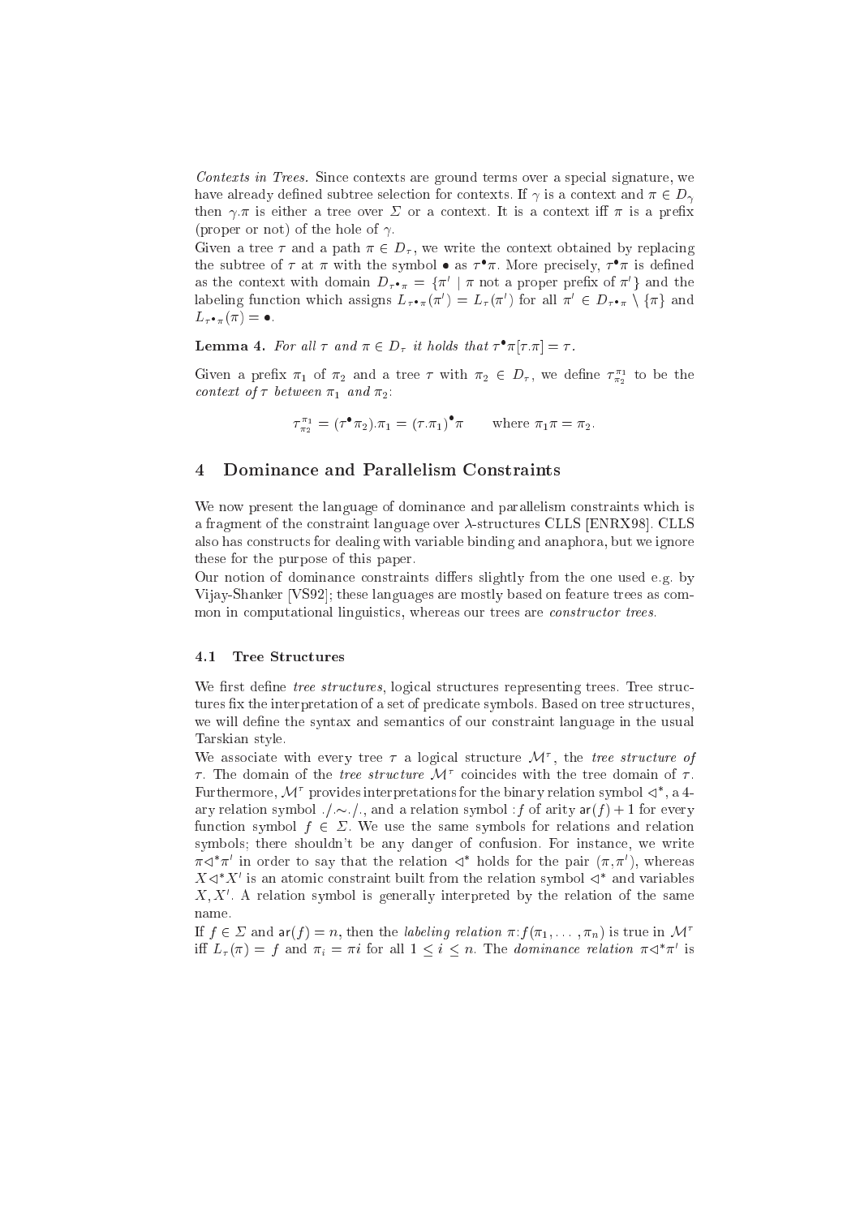*Contexts in Trees.* Since contexts are ground terms over a special signature, we have already defined subtree selection for contexts. If $\gamma$ is a context and $\pi \in D_\gamma$ then $\gamma.\pi$ is either a tree over $\Sigma$ or a context. It is a context iff $\pi$ is a prefix (proper or not) of the hole of $\gamma$.

Given a tree $\tau$ and a path $\pi \in D_\tau$, we write the context obtained by replacing the subtree of $\tau$ at $\pi$ with the symbol $\bullet$ as $\tau^\bullet\pi$. More precisely, $\tau^\bullet\pi$ is defined as the context with domain $D_{\tau^\bullet\pi} = \{\pi' \mid \pi \text{ not a proper prefix of } \pi'\}$ and the labeling function which assigns $L_{\tau^\bullet\pi}(\pi') = L_\tau(\pi')$ for all $\pi' \in D_{\tau^\bullet\pi} \setminus \{\pi\}$ and $L_{\tau^\bullet\pi}(\pi) = \bullet$.

**Lemma 4.** *For all $\tau$ and $\pi \in D_\tau$ it holds that $\tau^\bullet\pi[\tau.\pi] = \tau$.*

Given a prefix $\pi_1$ of $\pi_2$ and a tree $\tau$ with $\pi_2 \in D_\tau$, we define $\tau^{\pi_1}_{\pi_2}$ to be the *context of $\tau$ between $\pi_1$ and $\pi_2$*:

$$\tau^{\pi_1}_{\pi_2} = (\tau^\bullet\pi_2).\pi_1 = (\tau.\pi_1)^\bullet\pi \qquad \text{where } \pi_1\pi = \pi_2.$$

## 4 Dominance and Parallelism Constraints

We now present the language of dominance and parallelism constraints which is a fragment of the constraint language over $\lambda$-structures CLLS [ENRX98]. CLLS also has constructs for dealing with variable binding and anaphora, but we ignore these for the purpose of this paper.

Our notion of dominance constraints differs slightly from the one used e.g. by Vijay-Shanker [VS92]; these languages are mostly based on feature trees as common in computational linguistics, whereas our trees are *constructor trees*.

### 4.1 Tree Structures

We first define *tree structures*, logical structures representing trees. Tree structures fix the interpretation of a set of predicate symbols. Based on tree structures, we will define the syntax and semantics of our constraint language in the usual Tarskian style.

We associate with every tree $\tau$ a logical structure $\mathcal{M}^\tau$, the *tree structure of* $\tau$. The domain of the *tree structure* $\mathcal{M}^\tau$ coincides with the tree domain of $\tau$. Furthermore, $\mathcal{M}^\tau$ provides interpretations for the binary relation symbol $\triangleleft^*$, a 4-ary relation symbol $./{\sim}./.$, and a relation symbol $:f$ of arity $\mathsf{ar}(f)+1$ for every function symbol $f \in \Sigma$. We use the same symbols for relations and relation symbols; there shouldn't be any danger of confusion. For instance, we write $\pi\triangleleft^*\pi'$ in order to say that the relation $\triangleleft^*$ holds for the pair $(\pi,\pi')$, whereas $X\triangleleft^*X'$ is an atomic constraint built from the relation symbol $\triangleleft^*$ and variables $X, X'$. A relation symbol is generally interpreted by the relation of the same name.

If $f \in \Sigma$ and $\mathsf{ar}(f) = n$, then the *labeling relation* $\pi{:}f(\pi_1, \ldots, \pi_n)$ is true in $\mathcal{M}^\tau$ iff $L_\tau(\pi) = f$ and $\pi_i = \pi i$ for all $1 \leq i \leq n$. The *dominance relation* $\pi\triangleleft^*\pi'$ is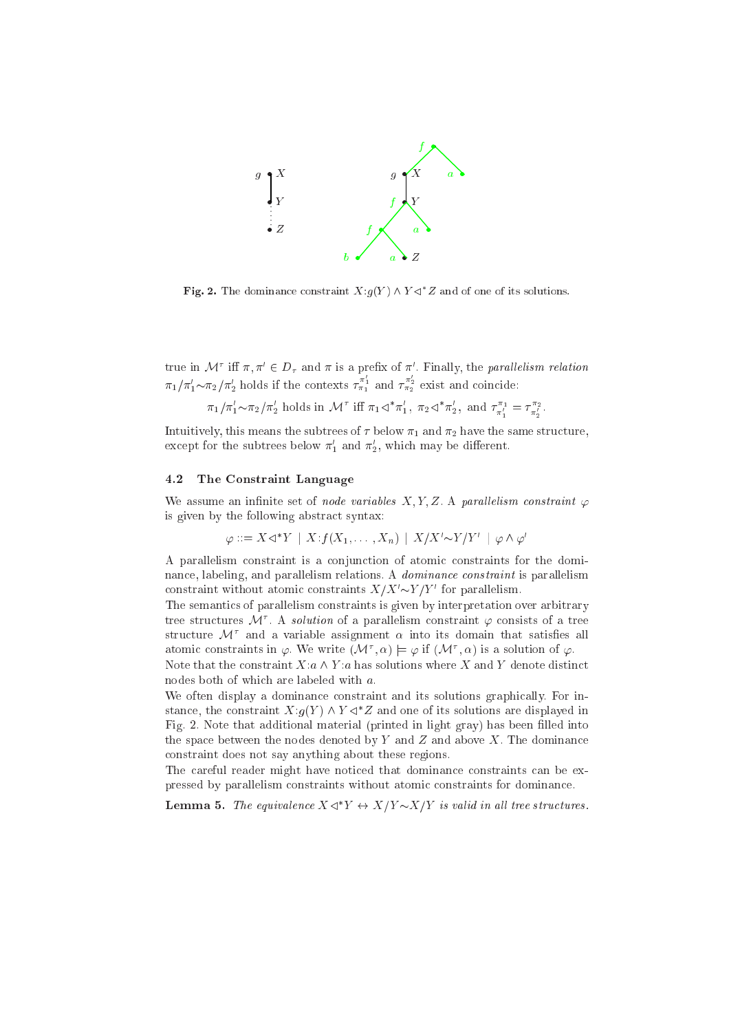**Fig. 2.** The dominance constraint $X{:}g(Y) \wedge Y \lhd^* Z$ and of one of its solutions.

true in $\mathcal{M}^\tau$ iff $\pi, \pi' \in D_\tau$ and $\pi$ is a prefix of $\pi'$. Finally, the *parallelism relation* $\pi_1/\pi_1' {\sim} \pi_2/\pi_2'$ holds if the contexts $\tau_{\pi_1}^{\pi_1'}$ and $\tau_{\pi_2}^{\pi_2'}$ exist and coincide:

$$\pi_1/\pi_1' {\sim} \pi_2/\pi_2' \text{ holds in } \mathcal{M}^\tau \text{ iff } \pi_1 \lhd^* \pi_1',\ \pi_2 \lhd^* \pi_2',\ \text{and } \tau_{\pi_1'}^{\pi_1} = \tau_{\pi_2'}^{\pi_2}.$$

Intuitively, this means the subtrees of $\tau$ below $\pi_1$ and $\pi_2$ have the same structure, except for the subtrees below $\pi_1'$ and $\pi_2'$, which may be different.

### 4.2 The Constraint Language

We assume an infinite set of *node variables* $X, Y, Z$. A *parallelism constraint* $\varphi$ is given by the following abstract syntax:

$$\varphi ::= X \lhd^* Y \mid X{:}f(X_1, \ldots, X_n) \mid X/X' {\sim} Y/Y' \mid \varphi \wedge \varphi'$$

A parallelism constraint is a conjunction of atomic constraints for the dominance, labeling, and parallelism relations. A *dominance constraint* is parallelism constraint without atomic constraints $X/X' {\sim} Y/Y'$ for parallelism.

The semantics of parallelism constraints is given by interpretation over arbitrary tree structures $\mathcal{M}^\tau$. A *solution* of a parallelism constraint $\varphi$ consists of a tree structure $\mathcal{M}^\tau$ and a variable assignment $\alpha$ into its domain that satisfies all atomic constraints in $\varphi$. We write $(\mathcal{M}^\tau, \alpha) \models \varphi$ if $(\mathcal{M}^\tau, \alpha)$ is a solution of $\varphi$.

Note that the constraint $X{:}a \wedge Y{:}a$ has solutions where $X$ and $Y$ denote distinct nodes both of which are labeled with $a$.

We often display a dominance constraint and its solutions graphically. For instance, the constraint $X{:}g(Y) \wedge Y \lhd^* Z$ and one of its solutions are displayed in Fig. 2. Note that additional material (printed in light gray) has been filled into the space between the nodes denoted by $Y$ and $Z$ and above $X$. The dominance constraint does not say anything about these regions.

The careful reader might have noticed that dominance constraints can be expressed by parallelism constraints without atomic constraints for dominance.

**Lemma 5.** *The equivalence $X \lhd^* Y \leftrightarrow X/Y {\sim} X/Y$ is valid in all tree structures.*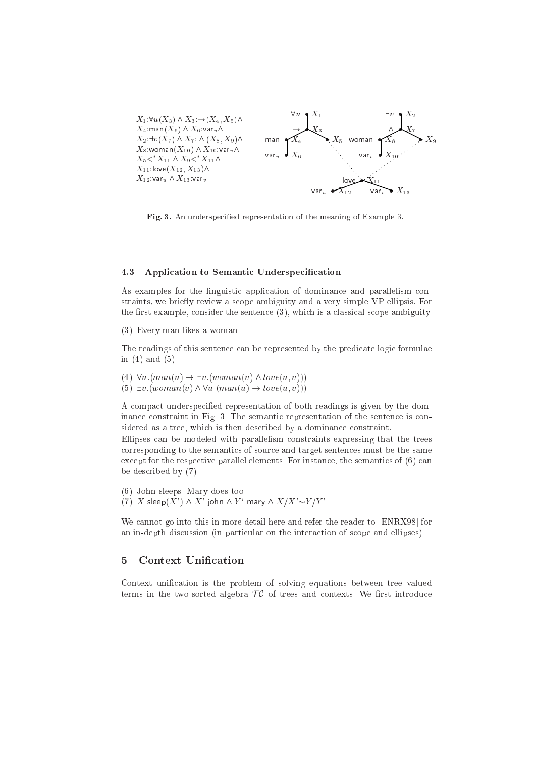$X_1$:$\forall u(X_3) \wedge X_3$:$\rightarrow(X_4, X_5)\wedge$
$X_4$:man$(X_6) \wedge X_6$:var$_u\wedge$
$X_2$:$\exists v(X_7) \wedge X_7$:$\wedge(X_8, X_9)\wedge$
$X_8$:woman$(X_{10}) \wedge X_{10}$:var$_v\wedge$
$X_5 \triangleleft^* X_{11} \wedge X_9 \triangleleft^* X_{11}\wedge$
$X_{11}$:love$(X_{12}, X_{13})\wedge$
$X_{12}$:var$_u \wedge X_{13}$:var$_v$

**Fig. 3.** An underspecified representation of the meaning of Example 3.

### 4.3 Application to Semantic Underspecification

As examples for the linguistic application of dominance and parallelism constraints, we briefly review a scope ambiguity and a very simple VP ellipsis. For the first example, consider the sentence (3), which is a classical scope ambiguity.

(3) Every man likes a woman.

The readings of this sentence can be represented by the predicate logic formulae in (4) and (5).

(4) $\forall u.(man(u) \rightarrow \exists v.(woman(v) \wedge love(u, v)))$
(5) $\exists v.(woman(v) \wedge \forall u.(man(u) \rightarrow love(u, v)))$

A compact underspecified representation of both readings is given by the dominance constraint in Fig. 3. The semantic representation of the sentence is considered as a tree, which is then described by a dominance constraint.
Ellipses can be modeled with parallelism constraints expressing that the trees corresponding to the semantics of source and target sentences must be the same except for the respective parallel elements. For instance, the semantics of (6) can be described by (7).

(6) John sleeps. Mary does too.
(7) $X$:sleep$(X') \wedge X'$:john $\wedge Y'$:mary $\wedge X/X' {\sim} Y/Y'$

We cannot go into this in more detail here and refer the reader to [ENRX98] for an in-depth discussion (in particular on the interaction of scope and ellipses).

## 5 Context Unification

Context unification is the problem of solving equations between tree valued terms in the two-sorted algebra $\mathcal{TC}$ of trees and contexts. We first introduce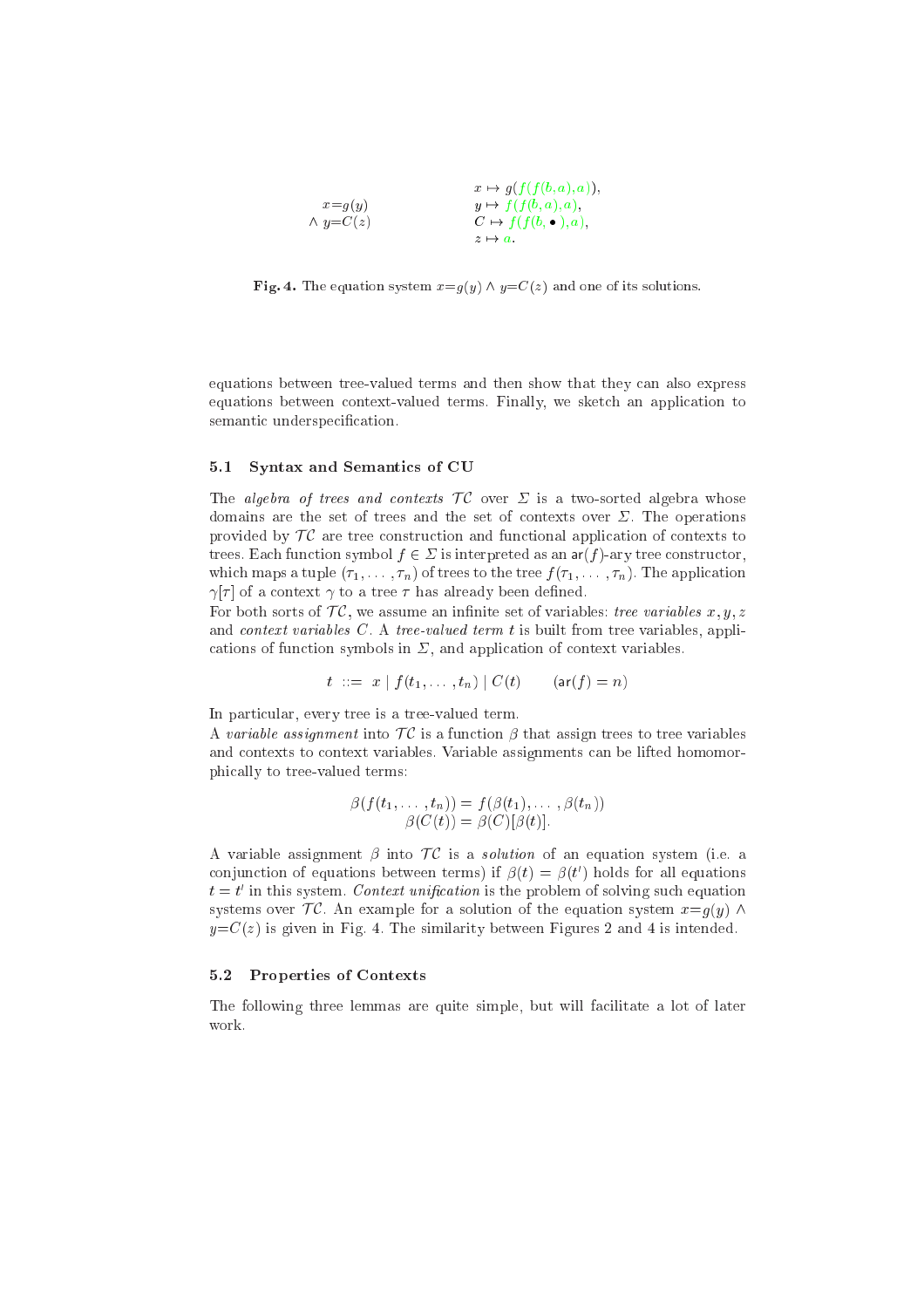$$
\begin{array}{rl}
x{=}g(y) & \\
\wedge\ y{=}C(z) &
\end{array}
\qquad
\begin{array}{l}
x \mapsto g(f(f(b,a),a)), \\
y \mapsto f(f(b,a),a), \\
C \mapsto f(f(b,\bullet),a), \\
z \mapsto a.
\end{array}
$$

**Fig. 4.** The equation system $x{=}g(y) \wedge y{=}C(z)$ and one of its solutions.

equations between tree-valued terms and then show that they can also express equations between context-valued terms. Finally, we sketch an application to semantic underspecification.

### 5.1 Syntax and Semantics of CU

The *algebra of trees and contexts* $\mathcal{TC}$ over $\Sigma$ is a two-sorted algebra whose domains are the set of trees and the set of contexts over $\Sigma$. The operations provided by $\mathcal{TC}$ are tree construction and functional application of contexts to trees. Each function symbol $f \in \Sigma$ is interpreted as an $\mathsf{ar}(f)$-ary tree constructor, which maps a tuple $(\tau_1, \ldots, \tau_n)$ of trees to the tree $f(\tau_1, \ldots, \tau_n)$. The application $\gamma[\tau]$ of a context $\gamma$ to a tree $\tau$ has already been defined.

For both sorts of $\mathcal{TC}$, we assume an infinite set of variables: *tree variables* $x, y, z$ and *context variables* $C$. A *tree-valued term* $t$ is built from tree variables, applications of function symbols in $\Sigma$, and application of context variables.

$$
t \ ::= \ x \mid f(t_1, \ldots, t_n) \mid C(t) \qquad (\mathsf{ar}(f) = n)
$$

In particular, every tree is a tree-valued term.

A *variable assignment* into $\mathcal{TC}$ is a function $\beta$ that assign trees to tree variables and contexts to context variables. Variable assignments can be lifted homomorphically to tree-valued terms:

$$
\begin{aligned}
\beta(f(t_1, \ldots, t_n)) &= f(\beta(t_1), \ldots, \beta(t_n)) \\
\beta(C(t)) &= \beta(C)[\beta(t)].
\end{aligned}
$$

A variable assignment $\beta$ into $\mathcal{TC}$ is a *solution* of an equation system (i.e. a conjunction of equations between terms) if $\beta(t) = \beta(t')$ holds for all equations $t = t'$ in this system. *Context unification* is the problem of solving such equation systems over $\mathcal{TC}$. An example for a solution of the equation system $x{=}g(y) \wedge y{=}C(z)$ is given in Fig. 4. The similarity between Figures 2 and 4 is intended.

### 5.2 Properties of Contexts

The following three lemmas are quite simple, but will facilitate a lot of later work.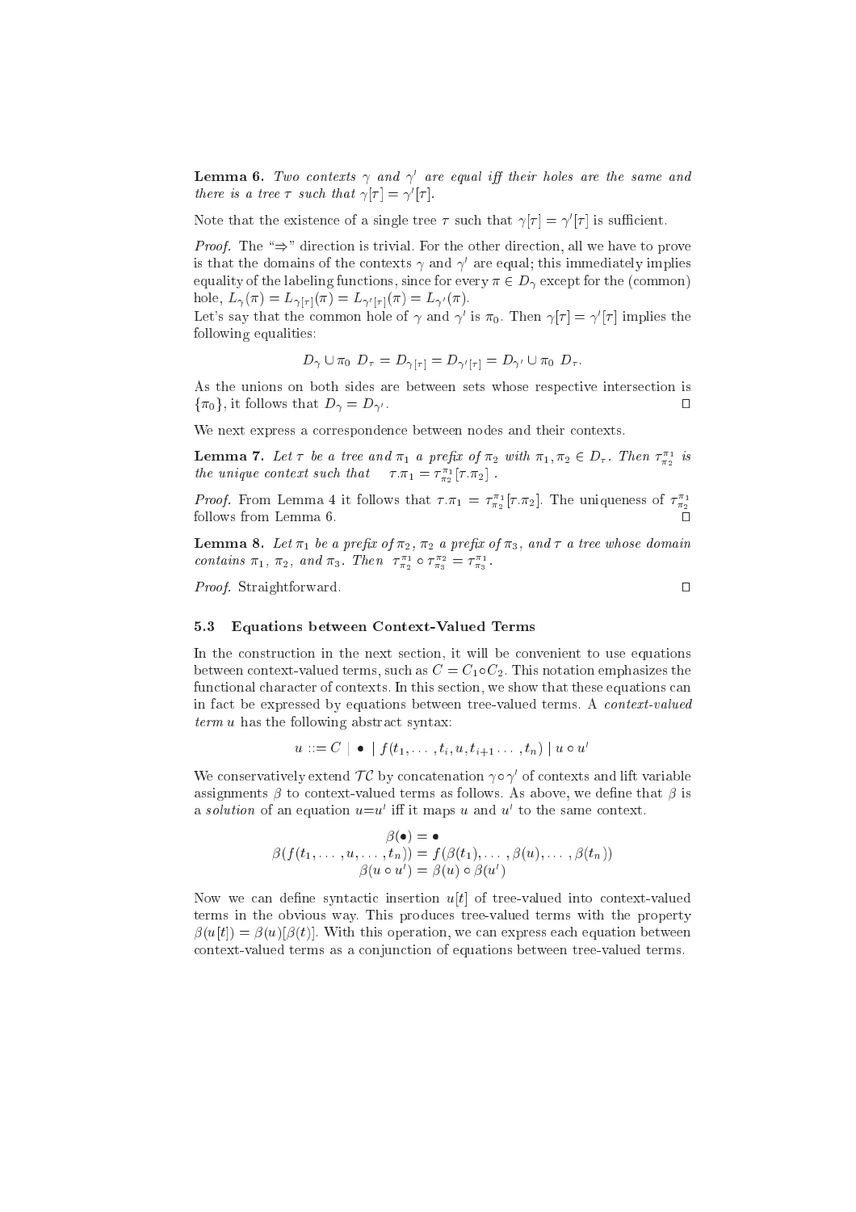**Lemma 6.** *Two contexts $\gamma$ and $\gamma'$ are equal iff their holes are the same and there is a tree $\tau$ such that $\gamma[\tau] = \gamma'[\tau]$.*

Note that the existence of a single tree $\tau$ such that $\gamma[\tau] = \gamma'[\tau]$ is sufficient.

*Proof.* The "$\Rightarrow$" direction is trivial. For the other direction, all we have to prove is that the domains of the contexts $\gamma$ and $\gamma'$ are equal; this immediately implies equality of the labeling functions, since for every $\pi \in D_\gamma$ except for the (common) hole, $L_\gamma(\pi) = L_{\gamma[\tau]}(\pi) = L_{\gamma'[\tau]}(\pi) = L_{\gamma'}(\pi)$.
Let's say that the common hole of $\gamma$ and $\gamma'$ is $\pi_0$. Then $\gamma[\tau] = \gamma'[\tau]$ implies the following equalities:

$$D_\gamma \cup \pi_0\ D_\tau = D_{\gamma[\tau]} = D_{\gamma'[\tau]} = D_{\gamma'} \cup \pi_0\ D_\tau .$$

As the unions on both sides are between sets whose respective intersection is $\{\pi_0\}$, it follows that $D_\gamma = D_{\gamma'}$. $\square$

We next express a correspondence between nodes and their contexts.

**Lemma 7.** *Let $\tau$ be a tree and $\pi_1$ a prefix of $\pi_2$ with $\pi_1, \pi_2 \in D_\tau$. Then $\tau^{\pi_1}_{\pi_2}$ is the unique context such that* $\quad \tau.\pi_1 = \tau^{\pi_1}_{\pi_2}[\tau.\pi_2]$ .

*Proof.* From Lemma 4 it follows that $\tau.\pi_1 = \tau^{\pi_1}_{\pi_2}[\tau.\pi_2]$. The uniqueness of $\tau^{\pi_1}_{\pi_2}$ follows from Lemma 6. $\square$

**Lemma 8.** *Let $\pi_1$ be a prefix of $\pi_2$, $\pi_2$ a prefix of $\pi_3$, and $\tau$ a tree whose domain contains $\pi_1$, $\pi_2$, and $\pi_3$. Then* $\tau^{\pi_1}_{\pi_2} \circ \tau^{\pi_2}_{\pi_3} = \tau^{\pi_1}_{\pi_3}$.

*Proof.* Straightforward. $\square$

### 5.3 Equations between Context-Valued Terms

In the construction in the next section, it will be convenient to use equations between context-valued terms, such as $C = C_1 \circ C_2$. This notation emphasizes the functional character of contexts. In this section, we show that these equations can in fact be expressed by equations between tree-valued terms. A *context-valued term* $u$ has the following abstract syntax:

$$u ::= C \mid \bullet \mid f(t_1, \dots, t_i, u, t_{i+1} \dots, t_n) \mid u \circ u'$$

We conservatively extend $\mathcal{TC}$ by concatenation $\gamma \circ \gamma'$ of contexts and lift variable assignments $\beta$ to context-valued terms as follows. As above, we define that $\beta$ is a *solution* of an equation $u{=}u'$ iff it maps $u$ and $u'$ to the same context.

$$\beta(\bullet) = \bullet$$
$$\beta(f(t_1, \dots, u, \dots, t_n)) = f(\beta(t_1), \dots, \beta(u), \dots, \beta(t_n))$$
$$\beta(u \circ u') = \beta(u) \circ \beta(u')$$

Now we can define syntactic insertion $u[t]$ of tree-valued into context-valued terms in the obvious way. This produces tree-valued terms with the property $\beta(u[t]) = \beta(u)[\beta(t)]$. With this operation, we can express each equation between context-valued terms as a conjunction of equations between tree-valued terms.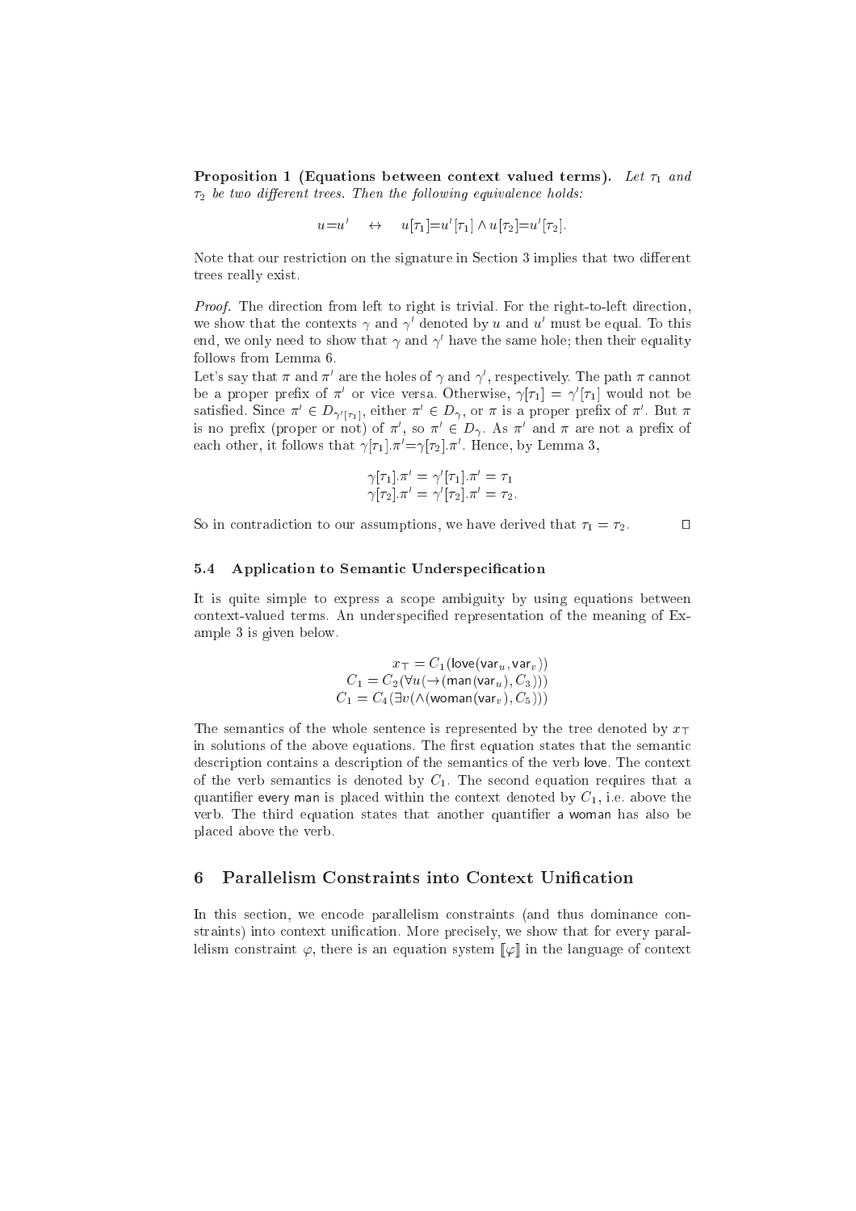**Proposition 1 (Equations between context valued terms).** *Let $\tau_1$ and $\tau_2$ be two different trees. Then the following equivalence holds:*

$$u{=}u' \quad \leftrightarrow \quad u[\tau_1]{=}u'[\tau_1] \wedge u[\tau_2]{=}u'[\tau_2].$$

Note that our restriction on the signature in Section 3 implies that two different trees really exist.

*Proof.* The direction from left to right is trivial. For the right-to-left direction, we show that the contexts $\gamma$ and $\gamma'$ denoted by $u$ and $u'$ must be equal. To this end, we only need to show that $\gamma$ and $\gamma'$ have the same hole; then their equality follows from Lemma 6.

Let's say that $\pi$ and $\pi'$ are the holes of $\gamma$ and $\gamma'$, respectively. The path $\pi$ cannot be a proper prefix of $\pi'$ or vice versa. Otherwise, $\gamma[\tau_1] = \gamma'[\tau_1]$ would not be satisfied. Since $\pi' \in D_{\gamma'[\tau_1]}$, either $\pi' \in D_\gamma$, or $\pi$ is a proper prefix of $\pi'$. But $\pi$ is no prefix (proper or not) of $\pi'$, so $\pi' \in D_\gamma$. As $\pi'$ and $\pi$ are not a prefix of each other, it follows that $\gamma[\tau_1].\pi'{=}\gamma[\tau_2].\pi'$. Hence, by Lemma 3,

$$\gamma[\tau_1].\pi' = \gamma'[\tau_1].\pi' = \tau_1$$
$$\gamma[\tau_2].\pi' = \gamma'[\tau_2].\pi' = \tau_2.$$

So in contradiction to our assumptions, we have derived that $\tau_1 = \tau_2$. $\square$

### 5.4 Application to Semantic Underspecification

It is quite simple to express a scope ambiguity by using equations between context-valued terms. An underspecified representation of the meaning of Example 3 is given below.

$$x_\top = C_1(\mathsf{love}(\mathsf{var}_u, \mathsf{var}_v))$$
$$C_1 = C_2(\forall u(\rightarrow(\mathsf{man}(\mathsf{var}_u), C_3)))$$
$$C_1 = C_4(\exists v(\wedge(\mathsf{woman}(\mathsf{var}_v), C_5)))$$

The semantics of the whole sentence is represented by the tree denoted by $x_\top$ in solutions of the above equations. The first equation states that the semantic description contains a description of the semantics of the verb love. The context of the verb semantics is denoted by $C_1$. The second equation requires that a quantifier every man is placed within the context denoted by $C_1$, i.e. above the verb. The third equation states that another quantifier a woman has also be placed above the verb.

## 6 Parallelism Constraints into Context Unification

In this section, we encode parallelism constraints (and thus dominance constraints) into context unification. More precisely, we show that for every parallelism constraint $\varphi$, there is an equation system $[\![\varphi]\!]$ in the language of context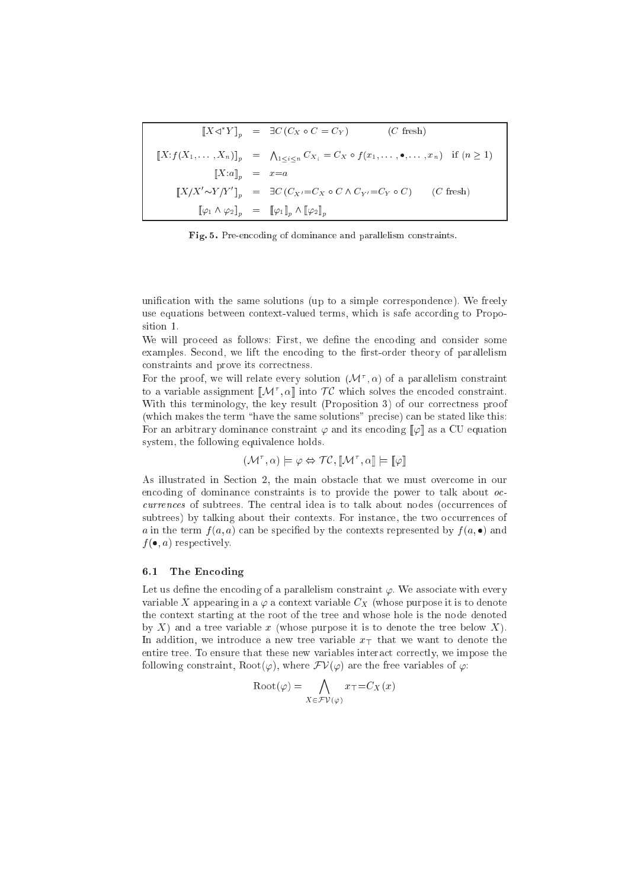$$
\begin{array}{rcll}
[\![X \triangleleft^* Y]\!]_p & = & \exists C\,(C_X \circ C = C_Y) & (C \text{ fresh}) \\
[\![X{:}f(X_1,\ldots,X_n)]\!]_p & = & \bigwedge_{1\leq i\leq n} C_{X_i} = C_X \circ f(x_1,\ldots,\bullet,\ldots,x_n) & \text{if } (n \geq 1) \\
[\![X{:}a]\!]_p & = & x{=}a & \\
[\![X/X'{\sim}Y/Y']\!]_p & = & \exists C\,(C_{X'}{=}C_X \circ C \wedge C_{Y'}{=}C_Y \circ C) & (C \text{ fresh}) \\
[\![\varphi_1 \wedge \varphi_2]\!]_p & = & [\![\varphi_1]\!]_p \wedge [\![\varphi_2]\!]_p &
\end{array}
$$

**Fig. 5.** Pre-encoding of dominance and parallelism constraints.

unification with the same solutions (up to a simple correspondence). We freely use equations between context-valued terms, which is safe according to Proposition 1.

We will proceed as follows: First, we define the encoding and consider some examples. Second, we lift the encoding to the first-order theory of parallelism constraints and prove its correctness.

For the proof, we will relate every solution $(\mathcal{M}^\tau, \alpha)$ of a parallelism constraint to a variable assignment $[\![\mathcal{M}^\tau, \alpha]\!]$ into $\mathcal{TC}$ which solves the encoded constraint. With this terminology, the key result (Proposition 3) of our correctness proof (which makes the term "have the same solutions" precise) can be stated like this: For an arbitrary dominance constraint $\varphi$ and its encoding $[\![\varphi]\!]$ as a CU equation system, the following equivalence holds.

$$(\mathcal{M}^\tau, \alpha) \models \varphi \Leftrightarrow \mathcal{TC}, [\![\mathcal{M}^\tau, \alpha]\!] \models [\![\varphi]\!]$$

As illustrated in Section 2, the main obstacle that we must overcome in our encoding of dominance constraints is to provide the power to talk about *occurrences* of subtrees. The central idea is to talk about nodes (occurrences of subtrees) by talking about their contexts. For instance, the two occurrences of $a$ in the term $f(a, a)$ can be specified by the contexts represented by $f(a, \bullet)$ and $f(\bullet, a)$ respectively.

### 6.1 The Encoding

Let us define the encoding of a parallelism constraint $\varphi$. We associate with every variable $X$ appearing in a $\varphi$ a context variable $C_X$ (whose purpose it is to denote the context starting at the root of the tree and whose hole is the node denoted by $X$) and a tree variable $x$ (whose purpose it is to denote the tree below $X$). In addition, we introduce a new tree variable $x_\top$ that we want to denote the entire tree. To ensure that these new variables interact correctly, we impose the following constraint, $\mathrm{Root}(\varphi)$, where $\mathcal{FV}(\varphi)$ are the free variables of $\varphi$:

$$\mathrm{Root}(\varphi) = \bigwedge_{X \in \mathcal{FV}(\varphi)} x_\top {=} C_X(x)$$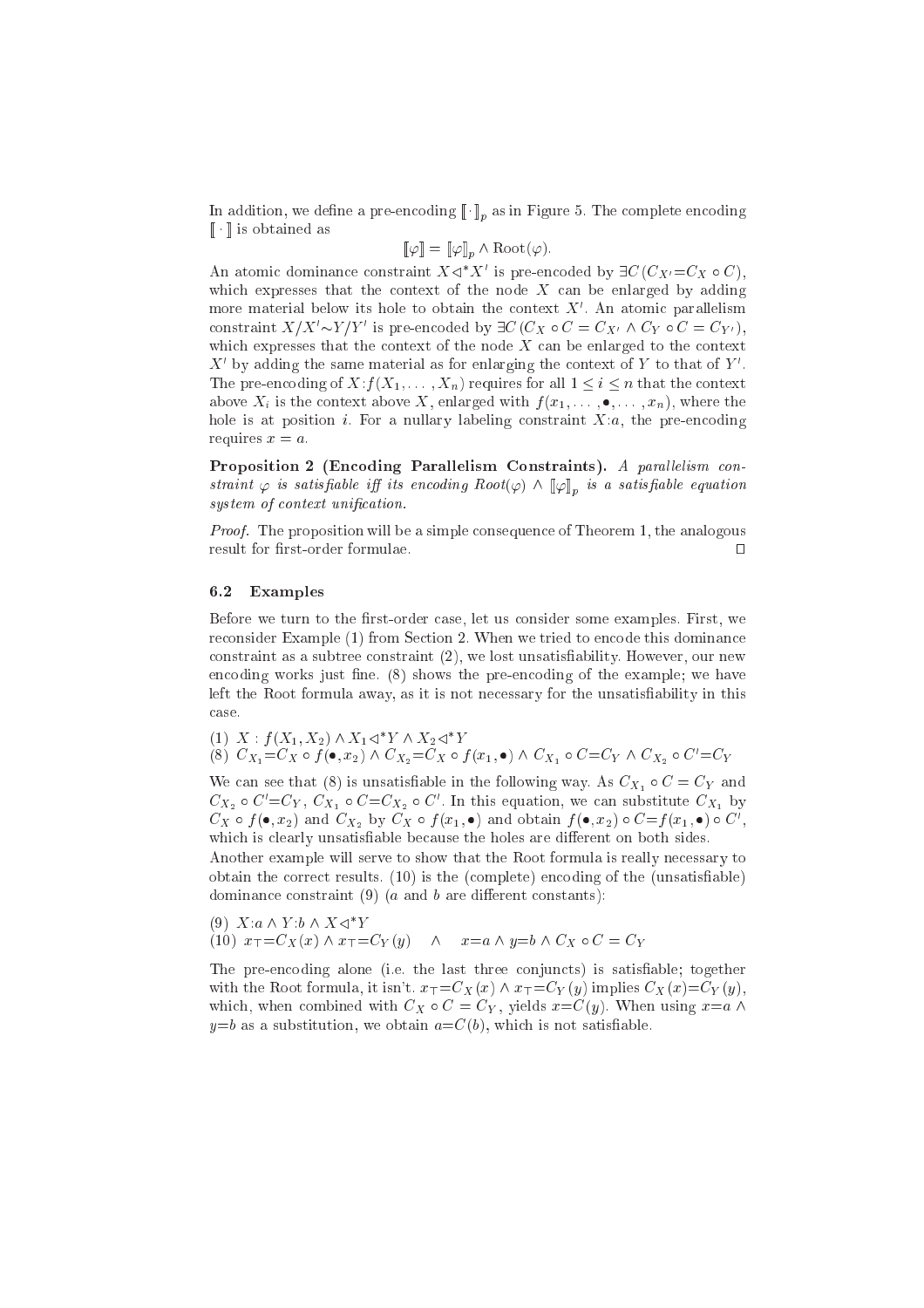In addition, we define a pre-encoding $[\![\cdot]\!]_p$ as in Figure 5. The complete encoding $[\![\cdot]\!]$ is obtained as

$$[\![\varphi]\!] = [\![\varphi]\!]_p \wedge \mathrm{Root}(\varphi).$$

An atomic dominance constraint $X \triangleleft^* X'$ is pre-encoded by $\exists C\,(C_{X'}{=}C_X \circ C)$, which expresses that the context of the node $X$ can be enlarged by adding more material below its hole to obtain the context $X'$. An atomic parallelism constraint $X/X'{\sim}Y/Y'$ is pre-encoded by $\exists C\,(C_X \circ C = C_{X'} \wedge C_Y \circ C = C_{Y'})$, which expresses that the context of the node $X$ can be enlarged to the context $X'$ by adding the same material as for enlarging the context of $Y$ to that of $Y'$. The pre-encoding of $X{:}f(X_1, \ldots, X_n)$ requires for all $1 \leq i \leq n$ that the context above $X_i$ is the context above $X$, enlarged with $f(x_1, \ldots, \bullet, \ldots, x_n)$, where the hole is at position $i$. For a nullary labeling constraint $X{:}a$, the pre-encoding requires $x = a$.

**Proposition 2 (Encoding Parallelism Constraints).** *A parallelism constraint $\varphi$ is satisfiable iff its encoding $Root(\varphi) \wedge [\![\varphi]\!]_p$ is a satisfiable equation system of context unification.*

*Proof.* The proposition will be a simple consequence of Theorem 1, the analogous result for first-order formulae. □

### 6.2 Examples

Before we turn to the first-order case, let us consider some examples. First, we reconsider Example (1) from Section 2. When we tried to encode this dominance constraint as a subtree constraint (2), we lost unsatisfiability. However, our new encoding works just fine. (8) shows the pre-encoding of the example; we have left the Root formula away, as it is not necessary for the unsatisfiability in this case.

(1) $X : f(X_1, X_2) \wedge X_1 \triangleleft^* Y \wedge X_2 \triangleleft^* Y$

(8) $C_{X_1}{=}C_X \circ f(\bullet, x_2) \wedge C_{X_2}{=}C_X \circ f(x_1, \bullet) \wedge C_{X_1} \circ C{=}C_Y \wedge C_{X_2} \circ C'{=}C_Y$

We can see that (8) is unsatisfiable in the following way. As $C_{X_1} \circ C = C_Y$ and $C_{X_2} \circ C'{=}C_Y$, $C_{X_1} \circ C{=}C_{X_2} \circ C'$. In this equation, we can substitute $C_{X_1}$ by $C_X \circ f(\bullet, x_2)$ and $C_{X_2}$ by $C_X \circ f(x_1, \bullet)$ and obtain $f(\bullet, x_2) \circ C{=}f(x_1, \bullet) \circ C'$, which is clearly unsatisfiable because the holes are different on both sides.

Another example will serve to show that the Root formula is really necessary to obtain the correct results. (10) is the (complete) encoding of the (unsatisfiable) dominance constraint (9) ($a$ and $b$ are different constants):

(9) $X{:}a \wedge Y{:}b \wedge X \triangleleft^* Y$

(10) $x_\top{=}C_X(x) \wedge x_\top{=}C_Y(y) \quad \wedge \quad x{=}a \wedge y{=}b \wedge C_X \circ C = C_Y$

The pre-encoding alone (i.e. the last three conjuncts) is satisfiable; together with the Root formula, it isn't. $x_\top{=}C_X(x) \wedge x_\top{=}C_Y(y)$ implies $C_X(x){=}C_Y(y)$, which, when combined with $C_X \circ C = C_Y$, yields $x{=}C(y)$. When using $x{=}a \wedge y{=}b$ as a substitution, we obtain $a{=}C(b)$, which is not satisfiable.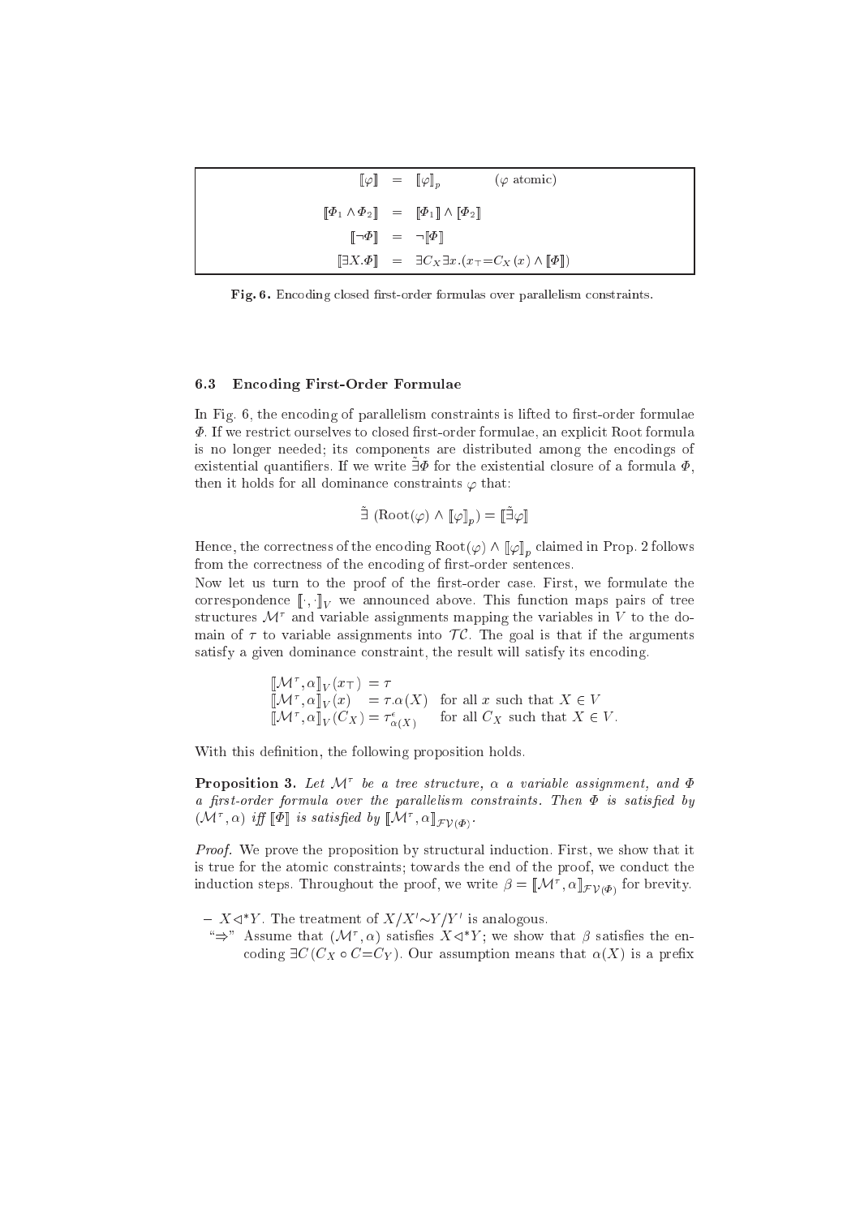$$
\begin{aligned}
[\![\varphi]\!] &= [\![\varphi]\!]_p \qquad (\varphi \text{ atomic}) \\
[\![\Phi_1 \wedge \Phi_2]\!] &= [\![\Phi_1]\!] \wedge [\![\Phi_2]\!] \\
[\![\neg \Phi]\!] &= \neg [\![\Phi]\!] \\
[\![\exists X.\Phi]\!] &= \exists C_X \exists x.(x_\top = C_X(x) \wedge [\![\Phi]\!])
\end{aligned}
$$

**Fig. 6.** Encoding closed first-order formulas over parallelism constraints.

### 6.3 Encoding First-Order Formulae

In Fig. 6, the encoding of parallelism constraints is lifted to first-order formulae $\Phi$. If we restrict ourselves to closed first-order formulae, an explicit Root formula is no longer needed; its components are distributed among the encodings of existential quantifiers. If we write $\tilde{\exists}\Phi$ for the existential closure of a formula $\Phi$, then it holds for all dominance constraints $\varphi$ that:

$$\tilde{\exists}\ (\text{Root}(\varphi) \wedge [\![\varphi]\!]_p) = [\![\tilde{\exists}\varphi]\!]$$

Hence, the correctness of the encoding $\text{Root}(\varphi) \wedge [\![\varphi]\!]_p$ claimed in Prop. 2 follows from the correctness of the encoding of first-order sentences.

Now let us turn to the proof of the first-order case. First, we formulate the correspondence $[\![\cdot,\cdot]\!]_V$ we announced above. This function maps pairs of tree structures $\mathcal{M}^\tau$ and variable assignments mapping the variables in $V$ to the domain of $\tau$ to variable assignments into $\mathcal{TC}$. The goal is that if the arguments satisfy a given dominance constraint, the result will satisfy its encoding.

$$
\begin{aligned}
&[\![\mathcal{M}^\tau, \alpha]\!]_V(x_\top) = \tau \\
&[\![\mathcal{M}^\tau, \alpha]\!]_V(x) \quad = \tau.\alpha(X) \quad \text{for all } x \text{ such that } X \in V \\
&[\![\mathcal{M}^\tau, \alpha]\!]_V(C_X) = \tau^\epsilon_{\alpha(X)} \qquad \text{for all } C_X \text{ such that } X \in V.
\end{aligned}
$$

With this definition, the following proposition holds.

**Proposition 3.** *Let $\mathcal{M}^\tau$ be a tree structure, $\alpha$ a variable assignment, and $\Phi$ a first-order formula over the parallelism constraints. Then $\Phi$ is satisfied by $(\mathcal{M}^\tau, \alpha)$ iff $[\![\Phi]\!]$ is satisfied by $[\![\mathcal{M}^\tau, \alpha]\!]_{\mathcal{FV}(\Phi)}$.*

*Proof.* We prove the proposition by structural induction. First, we show that it is true for the atomic constraints; towards the end of the proof, we conduct the induction steps. Throughout the proof, we write $\beta = [\![\mathcal{M}^\tau, \alpha]\!]_{\mathcal{FV}(\Phi)}$ for brevity.

– $X \lhd^* Y$. The treatment of $X/X' \sim Y/Y'$ is analogous.

"⇒" Assume that $(\mathcal{M}^\tau, \alpha)$ satisfies $X \lhd^* Y$; we show that $\beta$ satisfies the encoding $\exists C\,(C_X \circ C = C_Y)$. Our assumption means that $\alpha(X)$ is a prefix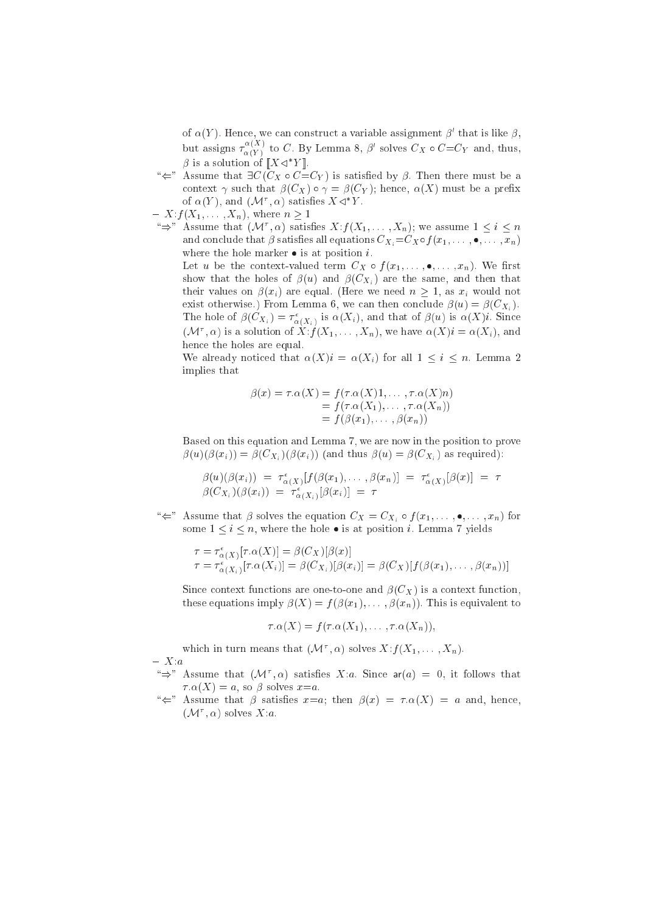of $\alpha(Y)$. Hence, we can construct a variable assignment $\beta'$ that is like $\beta$, but assigns $\tau^{\alpha(X)}_{\alpha(Y)}$ to $C$. By Lemma 8, $\beta'$ solves $C_X \circ C{=}C_Y$ and, thus, $\beta$ is a solution of $[\![X \triangleleft^* Y]\!]$.

"$\Leftarrow$" Assume that $\exists C(C_X \circ C{=}C_Y)$ is satisfied by $\beta$. Then there must be a context $\gamma$ such that $\beta(C_X) \circ \gamma = \beta(C_Y)$; hence, $\alpha(X)$ must be a prefix of $\alpha(Y)$, and $(\mathcal{M}^\tau, \alpha)$ satisfies $X \triangleleft^* Y$.

– $X{:}f(X_1, \dots, X_n)$, where $n \geq 1$

"$\Rightarrow$" Assume that $(\mathcal{M}^\tau, \alpha)$ satisfies $X{:}f(X_1, \dots, X_n)$; we assume $1 \leq i \leq n$ and conclude that $\beta$ satisfies all equations $C_{X_i}{=}C_X \circ f(x_1, \dots, \bullet, \dots, x_n)$ where the hole marker $\bullet$ is at position $i$.

Let $u$ be the context-valued term $C_X \circ f(x_1, \dots, \bullet, \dots, x_n)$. We first show that the holes of $\beta(u)$ and $\beta(C_{X_i})$ are the same, and then that their values on $\beta(x_i)$ are equal. (Here we need $n \geq 1$, as $x_i$ would not exist otherwise.) From Lemma 6, we can then conclude $\beta(u) = \beta(C_{X_i})$. The hole of $\beta(C_{X_i}) = \tau^{\epsilon}_{\alpha(X_i)}$ is $\alpha(X_i)$, and that of $\beta(u)$ is $\alpha(X)i$. Since $(\mathcal{M}^\tau, \alpha)$ is a solution of $X{:}f(X_1, \dots, X_n)$, we have $\alpha(X)i = \alpha(X_i)$, and hence the holes are equal.

We already noticed that $\alpha(X)i = \alpha(X_i)$ for all $1 \leq i \leq n$. Lemma 2 implies that

$$
\begin{aligned}
\beta(x) = \tau.\alpha(X) &= f(\tau.\alpha(X)1, \dots, \tau.\alpha(X)n) \\
&= f(\tau.\alpha(X_1), \dots, \tau.\alpha(X_n)) \\
&= f(\beta(x_1), \dots, \beta(x_n))
\end{aligned}
$$

Based on this equation and Lemma 7, we are now in the position to prove $\beta(u)(\beta(x_i)) = \beta(C_{X_i})(\beta(x_i))$ (and thus $\beta(u) = \beta(C_{X_i})$ as required):

$$
\begin{aligned}
\beta(u)(\beta(x_i)) &= \tau^{\epsilon}_{\alpha(X)}[f(\beta(x_1), \dots, \beta(x_n))] = \tau^{\epsilon}_{\alpha(X)}[\beta(x)] = \tau \\
\beta(C_{X_i})(\beta(x_i)) &= \tau^{\epsilon}_{\alpha(X_i)}[\beta(x_i)] = \tau
\end{aligned}
$$

"$\Leftarrow$" Assume that $\beta$ solves the equation $C_X = C_{X_i} \circ f(x_1, \dots, \bullet, \dots, x_n)$ for some $1 \leq i \leq n$, where the hole $\bullet$ is at position $i$. Lemma 7 yields

$$
\begin{aligned}
\tau &= \tau^{\epsilon}_{\alpha(X)}[\tau.\alpha(X)] = \beta(C_X)[\beta(x)] \\
\tau &= \tau^{\epsilon}_{\alpha(X_i)}[\tau.\alpha(X_i)] = \beta(C_{X_i})[\beta(x_i)] = \beta(C_X)[f(\beta(x_1), \dots, \beta(x_n))]
\end{aligned}
$$

Since context functions are one-to-one and $\beta(C_X)$ is a context function, these equations imply $\beta(X) = f(\beta(x_1), \dots, \beta(x_n))$. This is equivalent to

$$
\tau.\alpha(X) = f(\tau.\alpha(X_1), \dots, \tau.\alpha(X_n)),
$$

which in turn means that $(\mathcal{M}^\tau, \alpha)$ solves $X{:}f(X_1, \dots, X_n)$.

– $X{:}a$

"$\Rightarrow$" Assume that $(\mathcal{M}^\tau, \alpha)$ satisfies $X{:}a$. Since $\mathsf{ar}(a) = 0$, it follows that $\tau.\alpha(X) = a$, so $\beta$ solves $x{=}a$.

"$\Leftarrow$" Assume that $\beta$ satisfies $x{=}a$; then $\beta(x) = \tau.\alpha(X) = a$ and, hence, $(\mathcal{M}^\tau, \alpha)$ solves $X{:}a$.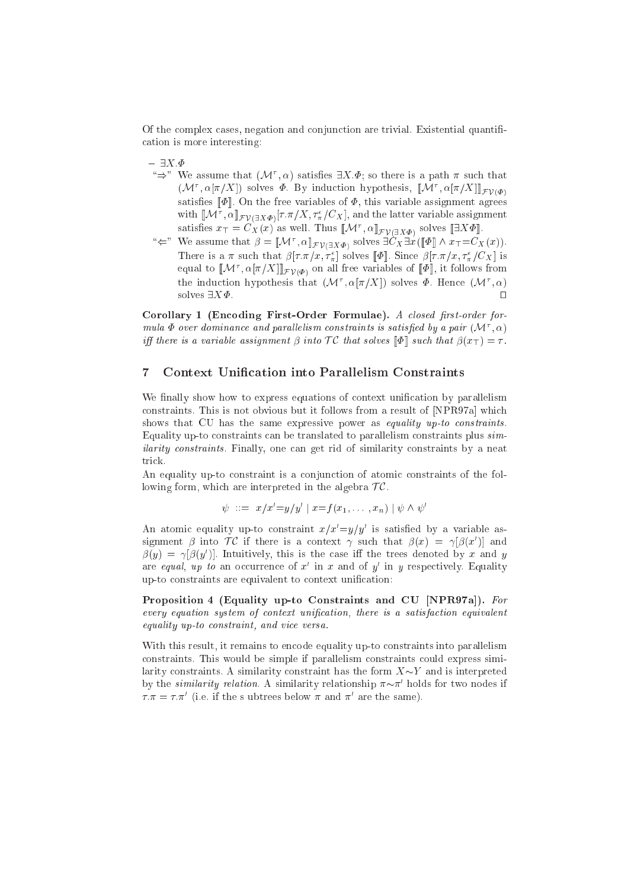Of the complex cases, negation and conjunction are trivial. Existential quantification is more interesting:

– $\exists X.\Phi$

"$\Rightarrow$" We assume that $(\mathcal{M}^\tau, \alpha)$ satisfies $\exists X.\Phi$; so there is a path $\pi$ such that $(\mathcal{M}^\tau, \alpha[\pi/X])$ solves $\Phi$. By induction hypothesis, $[\![\mathcal{M}^\tau, \alpha[\pi/X]]\!]_{\mathcal{FV}(\Phi)}$ satisfies $[\![\Phi]\!]$. On the free variables of $\Phi$, this variable assignment agrees with $[\![\mathcal{M}^\tau, \alpha]\!]_{\mathcal{FV}(\exists X\Phi)}[\tau.\pi/X, \tau^\epsilon_\pi/C_X]$, and the latter variable assignment satisfies $x_\top = C_X(x)$ as well. Thus $[\![\mathcal{M}^\tau, \alpha]\!]_{\mathcal{FV}(\exists X\Phi)}$ solves $[\![\exists X\Phi]\!]$.

"$\Leftarrow$" We assume that $\beta = [\![\mathcal{M}^\tau, \alpha]\!]_{\mathcal{FV}(\exists X\Phi)}$ solves $\exists C_X \exists x([\![\Phi]\!] \wedge x_\top = C_X(x))$. There is a $\pi$ such that $\beta[\tau.\pi/x, \tau^\epsilon_\pi]$ solves $[\![\Phi]\!]$. Since $\beta[\tau.\pi/x, \tau^\epsilon_\pi/C_X]$ is equal to $[\![\mathcal{M}^\tau, \alpha[\pi/X]]\!]_{\mathcal{FV}(\Phi)}$ on all free variables of $[\![\Phi]\!]$, it follows from the induction hypothesis that $(\mathcal{M}^\tau, \alpha[\pi/X])$ solves $\Phi$. Hence $(\mathcal{M}^\tau, \alpha)$ solves $\exists X \Phi$. $\square$

**Corollary 1 (Encoding First-Order Formulae).** *A closed first-order formula $\Phi$ over dominance and parallelism constraints is satisfied by a pair $(\mathcal{M}^\tau, \alpha)$ iff there is a variable assignment $\beta$ into $\mathcal{TC}$ that solves $[\![\Phi]\!]$ such that $\beta(x_\top) = \tau$.*

## 7 Context Unification into Parallelism Constraints

We finally show how to express equations of context unification by parallelism constraints. This is not obvious but it follows from a result of [NPR97a] which shows that CU has the same expressive power as *equality up-to constraints*. Equality up-to constraints can be translated to parallelism constraints plus *similarity constraints*. Finally, one can get rid of similarity constraints by a neat trick.

An equality up-to constraint is a conjunction of atomic constraints of the following form, which are interpreted in the algebra $\mathcal{TC}$.

$$\psi \ ::= \ x/x' = y/y' \mid x = f(x_1, \ldots, x_n) \mid \psi \wedge \psi'$$

An atomic equality up-to constraint $x/x' = y/y'$ is satisfied by a variable assignment $\beta$ into $\mathcal{TC}$ if there is a context $\gamma$ such that $\beta(x) = \gamma[\beta(x')]$ and $\beta(y) = \gamma[\beta(y')]$. Intuitively, this is the case iff the trees denoted by $x$ and $y$ are *equal, up to* an occurrence of $x'$ in $x$ and of $y'$ in $y$ respectively. Equality up-to constraints are equivalent to context unification:

**Proposition 4 (Equality up-to Constraints and CU [NPR97a]).** *For every equation system of context unification, there is a satisfaction equivalent equality up-to constraint, and vice versa.*

With this result, it remains to encode equality up-to constraints into parallelism constraints. This would be simple if parallelism constraints could express similarity constraints. A similarity constraint has the form $X \sim Y$ and is interpreted by the *similarity relation*. A similarity relationship $\pi \sim \pi'$ holds for two nodes if $\tau.\pi = \tau.\pi'$ (i.e. if the s ubtrees below $\pi$ and $\pi'$ are the same).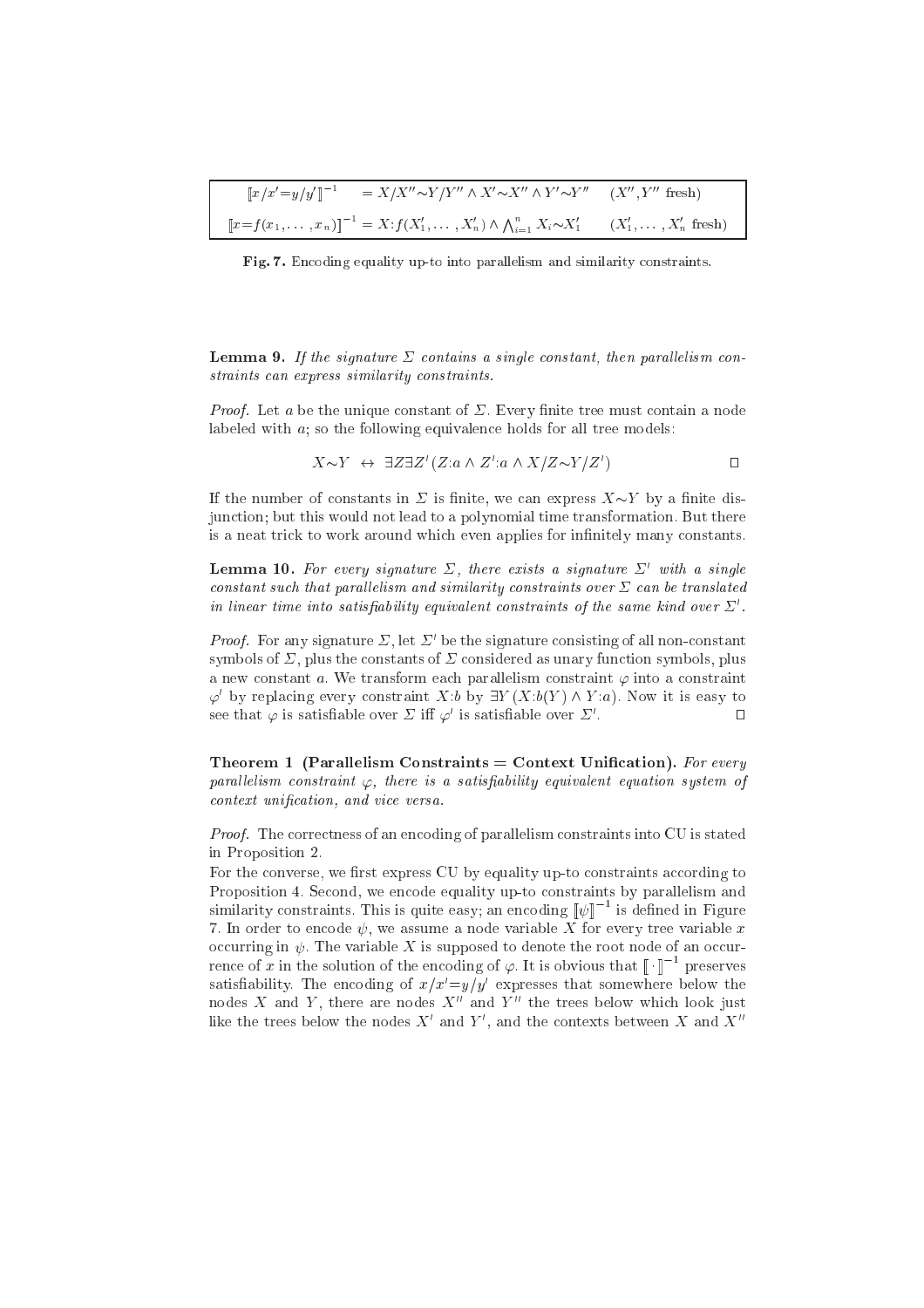| | | |
|---|---|---|
| $[\![x/x'{=}y/y']\!]^{-1}$ | $= X/X''{\sim}Y/Y'' \wedge X'{\sim}X'' \wedge Y'{\sim}Y''$ | $(X'', Y''$ fresh$)$ |
| $[\![x{=}f(x_1,\ldots,x_n)]\!]^{-1}$ | $= X{:}f(X'_1,\ldots,X'_n) \wedge \bigwedge_{i=1}^{n} X_i{\sim}X'_1$ | $(X'_1,\ldots,X'_n$ fresh$)$ |

**Fig. 7.** Encoding equality up-to into parallelism and similarity constraints.

**Lemma 9.** *If the signature $\Sigma$ contains a single constant, then parallelism constraints can express similarity constraints.*

*Proof.* Let $a$ be the unique constant of $\Sigma$. Every finite tree must contain a node labeled with $a$; so the following equivalence holds for all tree models:

$$X{\sim}Y \;\leftrightarrow\; \exists Z \exists Z' (Z{:}a \wedge Z'{:}a \wedge X/Z{\sim}Y/Z') \qquad \square$$

If the number of constants in $\Sigma$ is finite, we can express $X{\sim}Y$ by a finite disjunction; but this would not lead to a polynomial time transformation. But there is a neat trick to work around which even applies for infinitely many constants.

**Lemma 10.** *For every signature $\Sigma$, there exists a signature $\Sigma'$ with a single constant such that parallelism and similarity constraints over $\Sigma$ can be translated in linear time into satisfiability equivalent constraints of the same kind over $\Sigma'$.*

*Proof.* For any signature $\Sigma$, let $\Sigma'$ be the signature consisting of all non-constant symbols of $\Sigma$, plus the constants of $\Sigma$ considered as unary function symbols, plus a new constant $a$. We transform each parallelism constraint $\varphi$ into a constraint $\varphi'$ by replacing every constraint $X{:}b$ by $\exists Y (X{:}b(Y) \wedge Y{:}a)$. Now it is easy to see that $\varphi$ is satisfiable over $\Sigma$ iff $\varphi'$ is satisfiable over $\Sigma'$. $\square$

**Theorem 1 (Parallelism Constraints = Context Unification).** *For every parallelism constraint $\varphi$, there is a satisfiability equivalent equation system of context unification, and vice versa.*

*Proof.* The correctness of an encoding of parallelism constraints into CU is stated in Proposition 2.

For the converse, we first express CU by equality up-to constraints according to Proposition 4. Second, we encode equality up-to constraints by parallelism and similarity constraints. This is quite easy; an encoding $[\![\psi]\!]^{-1}$ is defined in Figure 7. In order to encode $\psi$, we assume a node variable $X$ for every tree variable $x$ occurring in $\psi$. The variable $X$ is supposed to denote the root node of an occurrence of $x$ in the solution of the encoding of $\varphi$. It is obvious that $[\![\cdot]\!]^{-1}$ preserves satisfiability. The encoding of $x/x'{=}y/y'$ expresses that somewhere below the nodes $X$ and $Y$, there are nodes $X''$ and $Y''$ the trees below which look just like the trees below the nodes $X'$ and $Y'$, and the contexts between $X$ and $X''$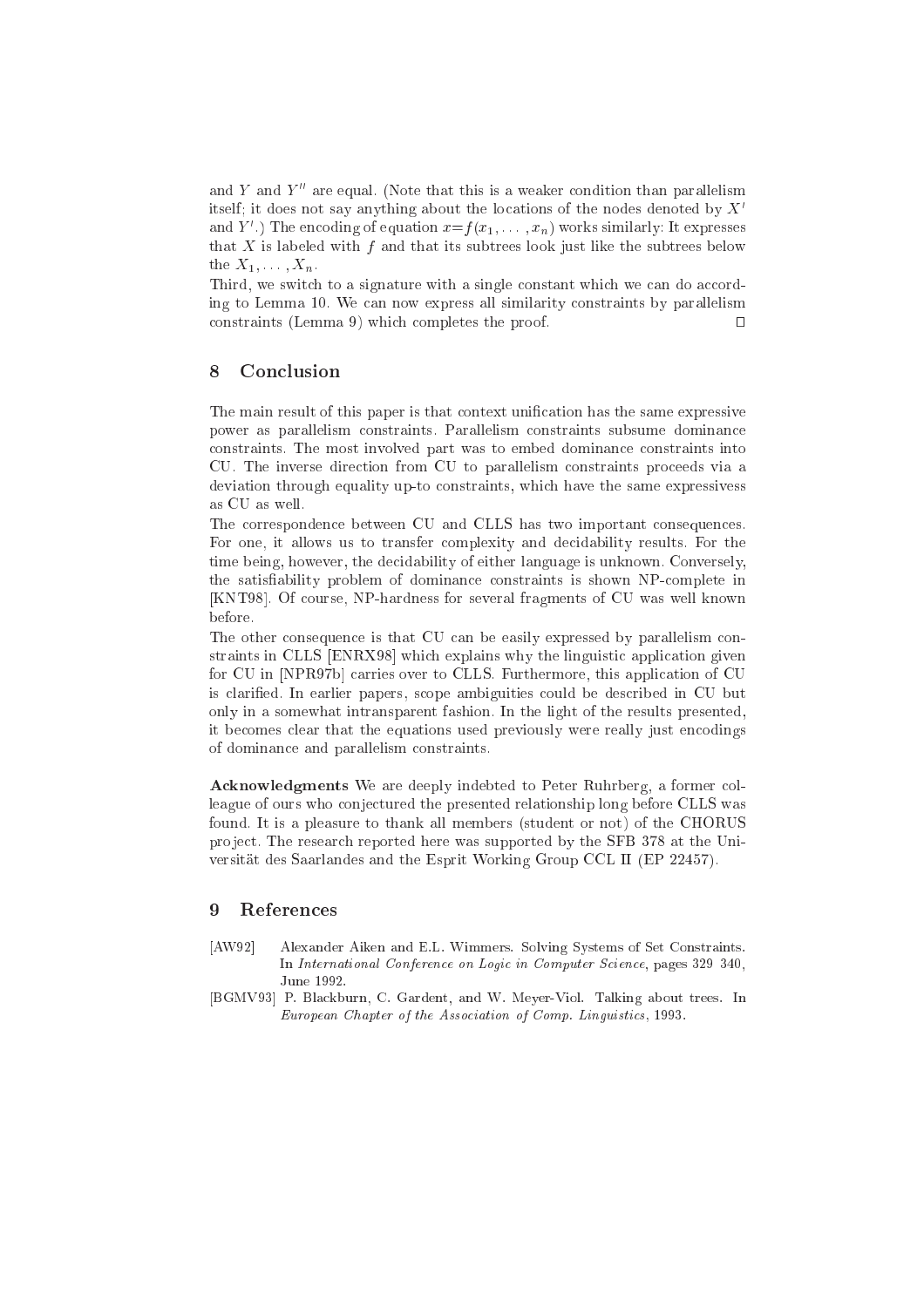and $Y$ and $Y''$ are equal. (Note that this is a weaker condition than parallelism itself; it does not say anything about the locations of the nodes denoted by $X'$ and $Y'$.) The encoding of equation $x{=}f(x_1, \ldots, x_n)$ works similarly: It expresses that $X$ is labeled with $f$ and that its subtrees look just like the subtrees below the $X_1, \ldots, X_n$.

Third, we switch to a signature with a single constant which we can do according to Lemma 10. We can now express all similarity constraints by parallelism constraints (Lemma 9) which completes the proof. □

## 8 Conclusion

The main result of this paper is that context unification has the same expressive power as parallelism constraints. Parallelism constraints subsume dominance constraints. The most involved part was to embed dominance constraints into CU. The inverse direction from CU to parallelism constraints proceeds via a deviation through equality up-to constraints, which have the same expressivess as CU as well.

The correspondence between CU and CLLS has two important consequences. For one, it allows us to transfer complexity and decidability results. For the time being, however, the decidability of either language is unknown. Conversely, the satisfiability problem of dominance constraints is shown NP-complete in [KNT98]. Of course, NP-hardness for several fragments of CU was well known before.

The other consequence is that CU can be easily expressed by parallelism constraints in CLLS [ENRX98] which explains why the linguistic application given for CU in [NPR97b] carries over to CLLS. Furthermore, this application of CU is clarified. In earlier papers, scope ambiguities could be described in CU but only in a somewhat intransparent fashion. In the light of the results presented, it becomes clear that the equations used previously were really just encodings of dominance and parallelism constraints.

**Acknowledgments** We are deeply indebted to Peter Ruhrberg, a former colleague of ours who conjectured the presented relationship long before CLLS was found. It is a pleasure to thank all members (student or not) of the CHORUS project. The research reported here was supported by the SFB 378 at the Universität des Saarlandes and the Esprit Working Group CCL II (EP 22457).

## 9 References

[AW92] Alexander Aiken and E.L. Wimmers. Solving Systems of Set Constraints. In *International Conference on Logic in Computer Science*, pages 329 340, June 1992.

[BGMV93] P. Blackburn, C. Gardent, and W. Meyer-Viol. Talking about trees. In *European Chapter of the Association of Comp. Linguistics*, 1993.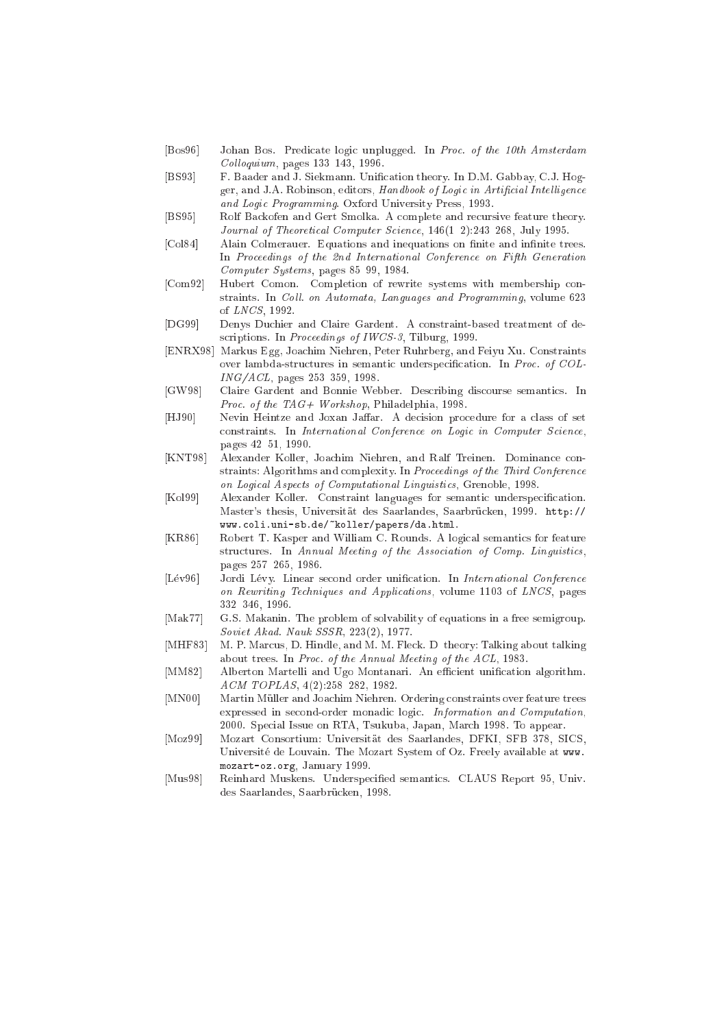[Bos96] Johan Bos. Predicate logic unplugged. In *Proc. of the 10th Amsterdam Colloquium*, pages 133 143, 1996.

[BS93] F. Baader and J. Siekmann. Unification theory. In D.M. Gabbay, C.J. Hogger, and J.A. Robinson, editors, *Handbook of Logic in Artificial Intelligence and Logic Programming*. Oxford University Press, 1993.

[BS95] Rolf Backofen and Gert Smolka. A complete and recursive feature theory. *Journal of Theoretical Computer Science*, 146(1 2):243 268, July 1995.

[Col84] Alain Colmerauer. Equations and inequations on finite and infinite trees. In *Proceedings of the 2nd International Conference on Fifth Generation Computer Systems*, pages 85 99, 1984.

[Com92] Hubert Comon. Completion of rewrite systems with membership constraints. In *Coll. on Automata, Languages and Programming*, volume 623 of *LNCS*, 1992.

[DG99] Denys Duchier and Claire Gardent. A constraint-based treatment of descriptions. In *Proceedings of IWCS-3*, Tilburg, 1999.

[ENRX98] Markus Egg, Joachim Niehren, Peter Ruhrberg, and Feiyu Xu. Constraints over lambda-structures in semantic underspecification. In *Proc. of COLING/ACL*, pages 253 359, 1998.

[GW98] Claire Gardent and Bonnie Webber. Describing discourse semantics. In *Proc. of the TAG+ Workshop*, Philadelphia, 1998.

[HJ90] Nevin Heintze and Joxan Jaffar. A decision procedure for a class of set constraints. In *International Conference on Logic in Computer Science*, pages 42 51, 1990.

[KNT98] Alexander Koller, Joachim Niehren, and Ralf Treinen. Dominance constraints: Algorithms and complexity. In *Proceedings of the Third Conference on Logical Aspects of Computational Linguistics*, Grenoble, 1998.

[Kol99] Alexander Koller. Constraint languages for semantic underspecification. Master's thesis, Universität des Saarlandes, Saarbrücken, 1999. `http://www.coli.uni-sb.de/~koller/papers/da.html`.

[KR86] Robert T. Kasper and William C. Rounds. A logical semantics for feature structures. In *Annual Meeting of the Association of Comp. Linguistics*, pages 257 265, 1986.

[Lév96] Jordi Lévy. Linear second order unification. In *International Conference on Rewriting Techniques and Applications*, volume 1103 of *LNCS*, pages 332 346, 1996.

[Mak77] G.S. Makanin. The problem of solvability of equations in a free semigroup. *Soviet Akad. Nauk SSSR*, 223(2), 1977.

[MHF83] M. P. Marcus, D. Hindle, and M. M. Fleck. D theory: Talking about talking about trees. In *Proc. of the Annual Meeting of the ACL*, 1983.

[MM82] Alberton Martelli and Ugo Montanari. An efficient unification algorithm. *ACM TOPLAS*, 4(2):258 282, 1982.

[MN00] Martin Müller and Joachim Niehren. Ordering constraints over feature trees expressed in second-order monadic logic. *Information and Computation*, 2000. Special Issue on RTA, Tsukuba, Japan, March 1998. To appear.

[Moz99] Mozart Consortium: Universität des Saarlandes, DFKI, SFB 378, SICS, Université de Louvain. The Mozart System of Oz. Freely available at `www.mozart-oz.org`, January 1999.

[Mus98] Reinhard Muskens. Underspecified semantics. CLAUS Report 95, Univ. des Saarlandes, Saarbrücken, 1998.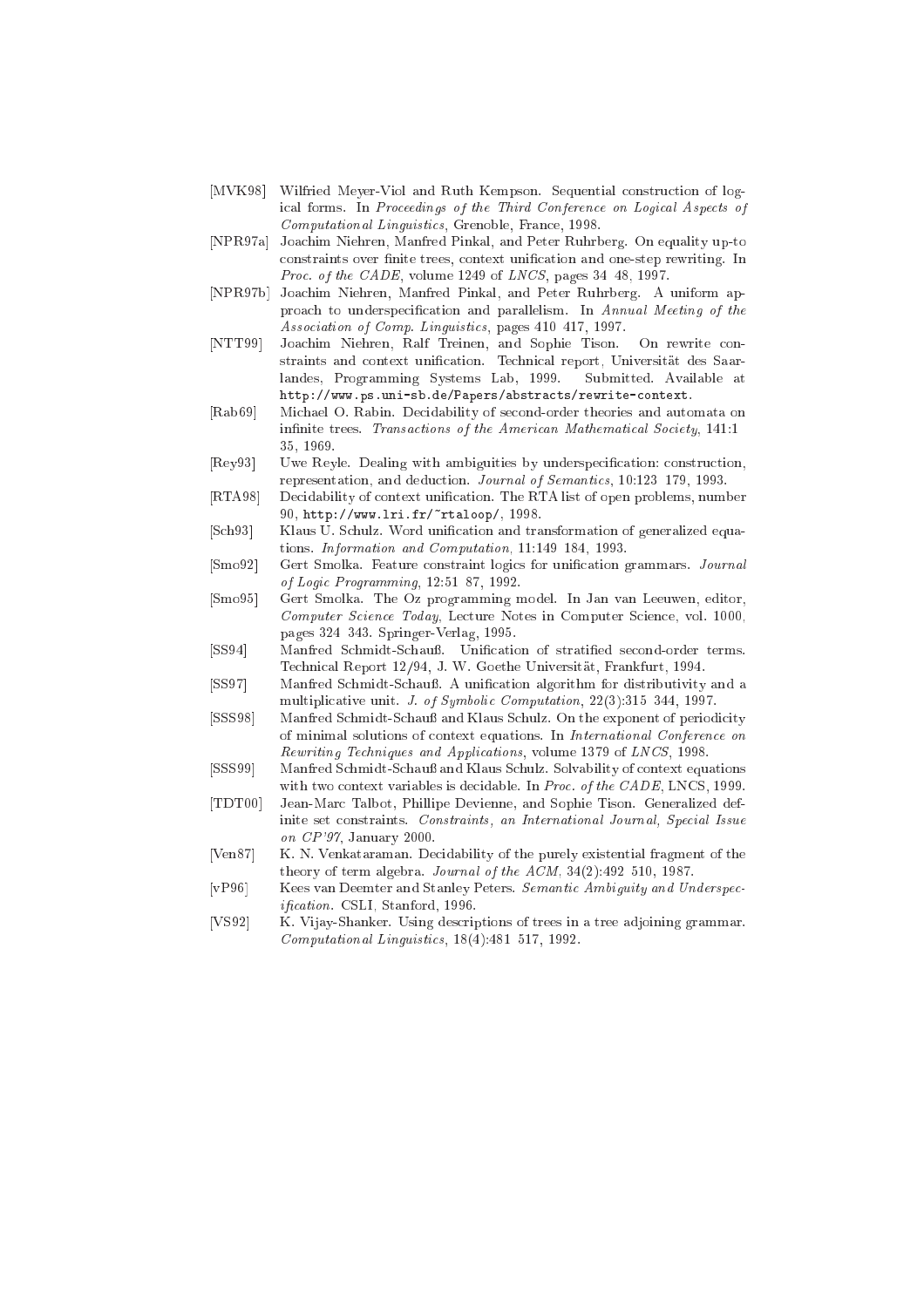[MVK98] Wilfried Meyer-Viol and Ruth Kempson. Sequential construction of logical forms. In *Proceedings of the Third Conference on Logical Aspects of Computational Linguistics*, Grenoble, France, 1998.

[NPR97a] Joachim Niehren, Manfred Pinkal, and Peter Ruhrberg. On equality up-to constraints over finite trees, context unification and one-step rewriting. In *Proc. of the CADE*, volume 1249 of *LNCS*, pages 34 48, 1997.

[NPR97b] Joachim Niehren, Manfred Pinkal, and Peter Ruhrberg. A uniform approach to underspecification and parallelism. In *Annual Meeting of the Association of Comp. Linguistics*, pages 410 417, 1997.

[NTT99] Joachim Niehren, Ralf Treinen, and Sophie Tison. On rewrite constraints and context unification. Technical report, Universität des Saarlandes, Programming Systems Lab, 1999. Submitted. Available at `http://www.ps.uni-sb.de/Papers/abstracts/rewrite-context`.

[Rab69] Michael O. Rabin. Decidability of second-order theories and automata on infinite trees. *Transactions of the American Mathematical Society*, 141:1 35, 1969.

[Rey93] Uwe Reyle. Dealing with ambiguities by underspecification: construction, representation, and deduction. *Journal of Semantics*, 10:123 179, 1993.

[RTA98] Decidability of context unification. The RTA list of open problems, number 90, `http://www.lri.fr/~rtaloop/`, 1998.

[Sch93] Klaus U. Schulz. Word unification and transformation of generalized equations. *Information and Computation*, 11:149 184, 1993.

[Smo92] Gert Smolka. Feature constraint logics for unification grammars. *Journal of Logic Programming*, 12:51 87, 1992.

[Smo95] Gert Smolka. The Oz programming model. In Jan van Leeuwen, editor, *Computer Science Today*, Lecture Notes in Computer Science, vol. 1000, pages 324 343. Springer-Verlag, 1995.

[SS94] Manfred Schmidt-Schauß. Unification of stratified second-order terms. Technical Report 12/94, J. W. Goethe Universität, Frankfurt, 1994.

[SS97] Manfred Schmidt-Schauß. A unification algorithm for distributivity and a multiplicative unit. *J. of Symbolic Computation*, 22(3):315 344, 1997.

[SSS98] Manfred Schmidt-Schauß and Klaus Schulz. On the exponent of periodicity of minimal solutions of context equations. In *International Conference on Rewriting Techniques and Applications*, volume 1379 of *LNCS*, 1998.

[SSS99] Manfred Schmidt-Schauß and Klaus Schulz. Solvability of context equations with two context variables is decidable. In *Proc. of the CADE*, LNCS, 1999.

[TDT00] Jean-Marc Talbot, Phillipe Devienne, and Sophie Tison. Generalized definite set constraints. *Constraints, an International Journal, Special Issue on CP'97*, January 2000.

[Ven87] K. N. Venkataraman. Decidability of the purely existential fragment of the theory of term algebra. *Journal of the ACM*, 34(2):492 510, 1987.

[vP96] Kees van Deemter and Stanley Peters. *Semantic Ambiguity and Underspecification*. CSLI, Stanford, 1996.

[VS92] K. Vijay-Shanker. Using descriptions of trees in a tree adjoining grammar. *Computational Linguistics*, 18(4):481 517, 1992.